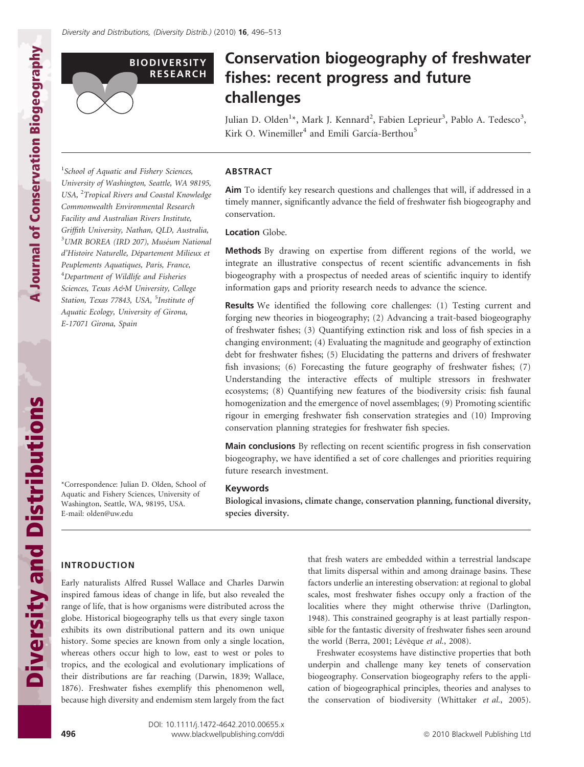BIODIVERSITY RESEARCH

# Conservation biogeography of freshwater fishes: recent progress and future challenges

Julian D. Olden[1]*, Mark J. Kennard[2], Fabien Leprieur[3], Pablo A. Tedesco[3], Kirk O. Winemiller[4] and Emili García-Berthou[5]

[1]School of Aquatic and Fishery Sciences, University of Washington, Seattle, WA 98195, USA, [2]Tropical Rivers and Coastal Knowledge Commonwealth Environmental Research Facility and Australian Rivers Institute, Griffith University, Nathan, QLD, Australia, [3]UMR BOREA (IRD 207), Muséum National d'Histoire Naturelle, Département Milieux et Peuplements Aquatiques, Paris, France, [4]Department of Wildlife and Fisheries Sciences, Texas A&M University, College Station, Texas 77843, USA, [5]Institute of Aquatic Ecology, University of Girona, E-17071 Girona, Spain

*Correspondence: Julian D. Olden, School of Aquatic and Fishery Sciences, University of Washington, Seattle, WA, 98195, USA. E-mail: olden@uw.edu

## ABSTRACT

**Aim** To identify key research questions and challenges that will, if addressed in a timely manner, significantly advance the field of freshwater fish biogeography and conservation.

**Location** Globe.

**Methods** By drawing on expertise from different regions of the world, we integrate an illustrative conspectus of recent scientific advancements in fish biogeography with a prospectus of needed areas of scientific inquiry to identify information gaps and priority research needs to advance the science.

**Results** We identified the following core challenges: (1) Testing current and forging new theories in biogeography; (2) Advancing a trait-based biogeography of freshwater fishes; (3) Quantifying extinction risk and loss of fish species in a changing environment; (4) Evaluating the magnitude and geography of extinction debt for freshwater fishes; (5) Elucidating the patterns and drivers of freshwater fish invasions; (6) Forecasting the future geography of freshwater fishes; (7) Understanding the interactive effects of multiple stressors in freshwater ecosystems; (8) Quantifying new features of the biodiversity crisis: fish faunal homogenization and the emergence of novel assemblages; (9) Promoting scientific rigour in emerging freshwater fish conservation strategies and (10) Improving conservation planning strategies for freshwater fish species.

**Main conclusions** By reflecting on recent scientific progress in fish conservation biogeography, we have identified a set of core challenges and priorities requiring future research investment.

**Keywords**

Biological invasions, climate change, conservation planning, functional diversity, species diversity.

## INTRODUCTION

Early naturalists Alfred Russel Wallace and Charles Darwin inspired famous ideas of change in life, but also revealed the range of life, that is how organisms were distributed across the globe. Historical biogeography tells us that every single taxon exhibits its own distributional pattern and its own unique history. Some species are known from only a single location, whereas others occur high to low, east to west or poles to tropics, and the ecological and evolutionary implications of their distributions are far reaching (Darwin, 1839; Wallace, 1876). Freshwater fishes exemplify this phenomenon well, because high diversity and endemism stem largely from the fact that fresh waters are embedded within a terrestrial landscape that limits dispersal within and among drainage basins. These factors underlie an interesting observation: at regional to global scales, most freshwater fishes occupy only a fraction of the localities where they might otherwise thrive (Darlington, 1948). This constrained geography is at least partially responsible for the fantastic diversity of freshwater fishes seen around the world (Berra, 2001; Lévêque *et al.*, 2008).

Freshwater ecosystems have distinctive properties that both underpin and challenge many key tenets of conservation biogeography. Conservation biogeography refers to the application of biogeographical principles, theories and analyses to the conservation of biodiversity (Whittaker *et al.*, 2005).

DOI: 10.1111/j.1472-4642.2010.00655.x
www.blackwellpublishing.com/ddi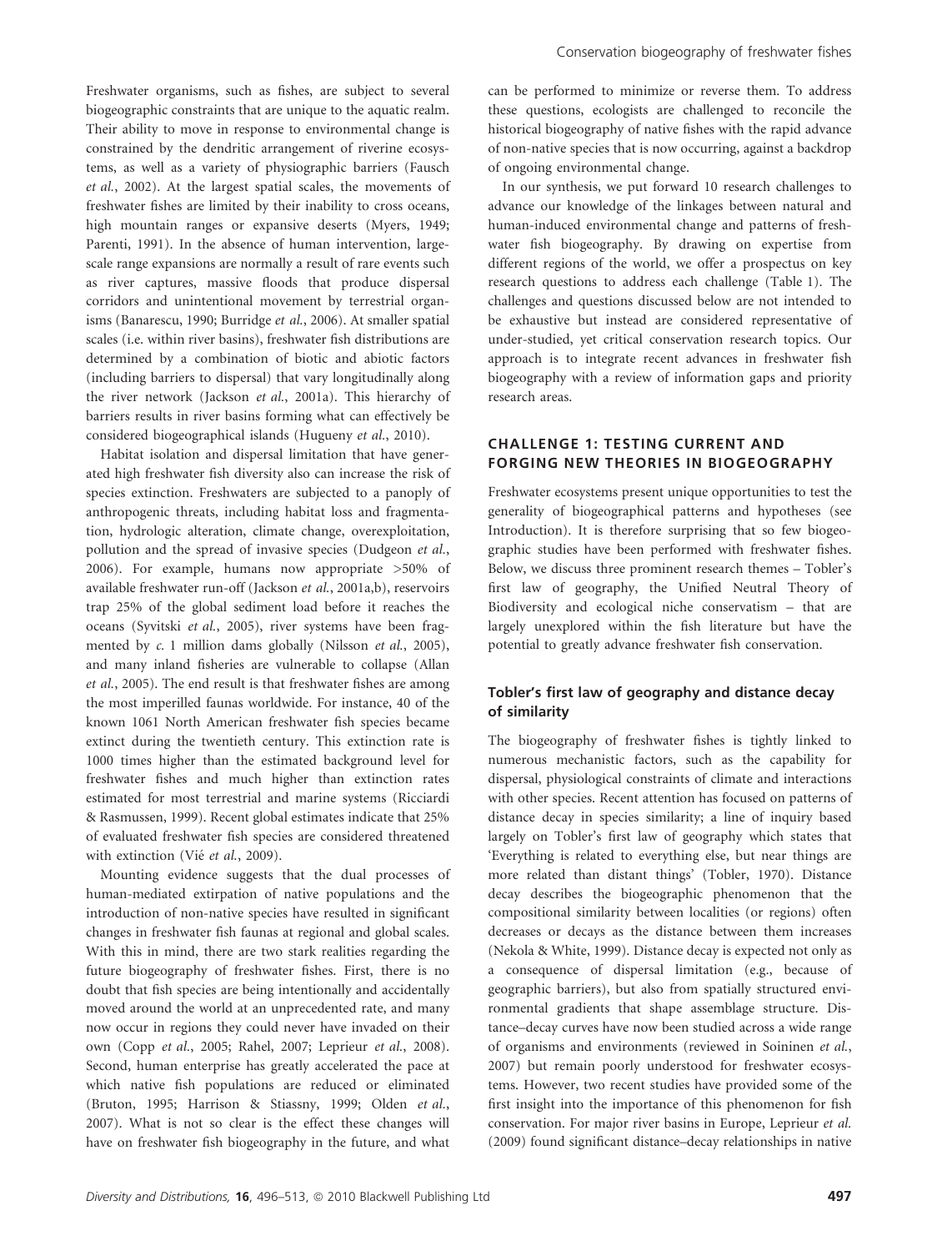Freshwater organisms, such as fishes, are subject to several biogeographic constraints that are unique to the aquatic realm. Their ability to move in response to environmental change is constrained by the dendritic arrangement of riverine ecosystems, as well as a variety of physiographic barriers (Fausch *et al.*, 2002). At the largest spatial scales, the movements of freshwater fishes are limited by their inability to cross oceans, high mountain ranges or expansive deserts (Myers, 1949; Parenti, 1991). In the absence of human intervention, large-scale range expansions are normally a result of rare events such as river captures, massive floods that produce dispersal corridors and unintentional movement by terrestrial organisms (Banarescu, 1990; Burridge *et al.*, 2006). At smaller spatial scales (i.e. within river basins), freshwater fish distributions are determined by a combination of biotic and abiotic factors (including barriers to dispersal) that vary longitudinally along the river network (Jackson *et al.*, 2001a). This hierarchy of barriers results in river basins forming what can effectively be considered biogeographical islands (Hugueny *et al.*, 2010).

Habitat isolation and dispersal limitation that have generated high freshwater fish diversity also can increase the risk of species extinction. Freshwaters are subjected to a panoply of anthropogenic threats, including habitat loss and fragmentation, hydrologic alteration, climate change, overexploitation, pollution and the spread of invasive species (Dudgeon *et al.*, 2006). For example, humans now appropriate >50% of available freshwater run-off (Jackson *et al.*, 2001a,b), reservoirs trap 25% of the global sediment load before it reaches the oceans (Syvitski *et al.*, 2005), river systems have been fragmented by *c.* 1 million dams globally (Nilsson *et al.*, 2005), and many inland fisheries are vulnerable to collapse (Allan *et al.*, 2005). The end result is that freshwater fishes are among the most imperilled faunas worldwide. For instance, 40 of the known 1061 North American freshwater fish species became extinct during the twentieth century. This extinction rate is 1000 times higher than the estimated background level for freshwater fishes and much higher than extinction rates estimated for most terrestrial and marine systems (Ricciardi & Rasmussen, 1999). Recent global estimates indicate that 25% of evaluated freshwater fish species are considered threatened with extinction (Vié *et al.*, 2009).

Mounting evidence suggests that the dual processes of human-mediated extirpation of native populations and the introduction of non-native species have resulted in significant changes in freshwater fish faunas at regional and global scales. With this in mind, there are two stark realities regarding the future biogeography of freshwater fishes. First, there is no doubt that fish species are being intentionally and accidentally moved around the world at an unprecedented rate, and many now occur in regions they could never have invaded on their own (Copp *et al.*, 2005; Rahel, 2007; Leprieur *et al.*, 2008). Second, human enterprise has greatly accelerated the pace at which native fish populations are reduced or eliminated (Bruton, 1995; Harrison & Stiassny, 1999; Olden *et al.*, 2007). What is not so clear is the effect these changes will have on freshwater fish biogeography in the future, and what can be performed to minimize or reverse them. To address these questions, ecologists are challenged to reconcile the historical biogeography of native fishes with the rapid advance of non-native species that is now occurring, against a backdrop of ongoing environmental change.

In our synthesis, we put forward 10 research challenges to advance our knowledge of the linkages between natural and human-induced environmental change and patterns of freshwater fish biogeography. By drawing on expertise from different regions of the world, we offer a prospectus on key research questions to address each challenge (Table 1). The challenges and questions discussed below are not intended to be exhaustive but instead are considered representative of under-studied, yet critical conservation research topics. Our approach is to integrate recent advances in freshwater fish biogeography with a review of information gaps and priority research areas.

## CHALLENGE 1: TESTING CURRENT AND FORGING NEW THEORIES IN BIOGEOGRAPHY

Freshwater ecosystems present unique opportunities to test the generality of biogeographical patterns and hypotheses (see Introduction). It is therefore surprising that so few biogeographic studies have been performed with freshwater fishes. Below, we discuss three prominent research themes – Tobler's first law of geography, the Unified Neutral Theory of Biodiversity and ecological niche conservatism – that are largely unexplored within the fish literature but have the potential to greatly advance freshwater fish conservation.

### Tobler's first law of geography and distance decay of similarity

The biogeography of freshwater fishes is tightly linked to numerous mechanistic factors, such as the capability for dispersal, physiological constraints of climate and interactions with other species. Recent attention has focused on patterns of distance decay in species similarity; a line of inquiry based largely on Tobler's first law of geography which states that 'Everything is related to everything else, but near things are more related than distant things' (Tobler, 1970). Distance decay describes the biogeographic phenomenon that the compositional similarity between localities (or regions) often decreases or decays as the distance between them increases (Nekola & White, 1999). Distance decay is expected not only as a consequence of dispersal limitation (e.g., because of geographic barriers), but also from spatially structured environmental gradients that shape assemblage structure. Distance–decay curves have now been studied across a wide range of organisms and environments (reviewed in Soininen *et al.*, 2007) but remain poorly understood for freshwater ecosystems. However, two recent studies have provided some of the first insight into the importance of this phenomenon for fish conservation. For major river basins in Europe, Leprieur *et al.* (2009) found significant distance–decay relationships in native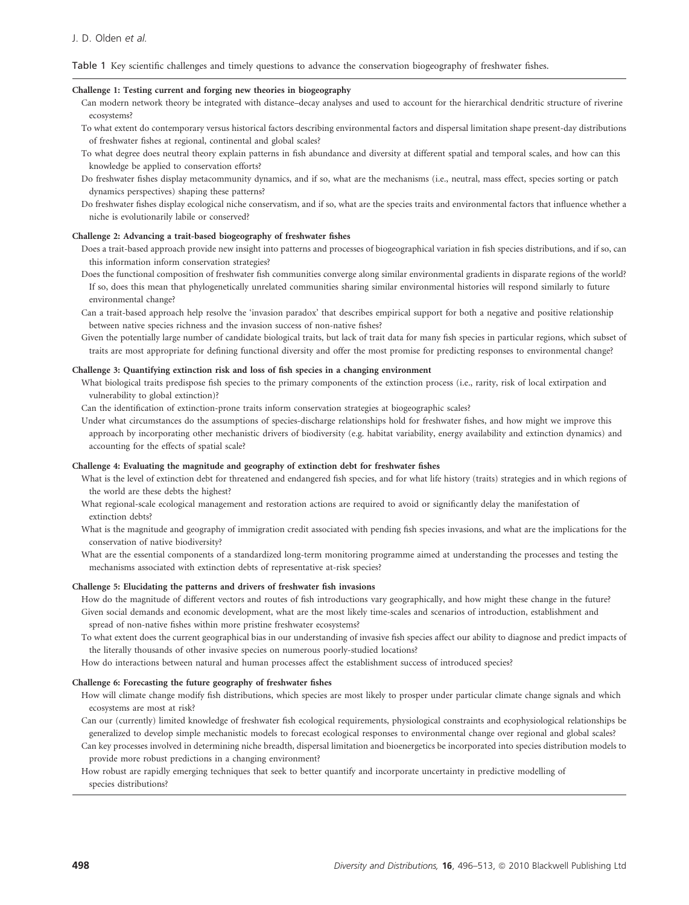Table 1 Key scientific challenges and timely questions to advance the conservation biogeography of freshwater fishes.

**Challenge 1: Testing current and forging new theories in biogeography**

- Can modern network theory be integrated with distance–decay analyses and used to account for the hierarchical dendritic structure of riverine ecosystems?
- To what extent do contemporary versus historical factors describing environmental factors and dispersal limitation shape present-day distributions of freshwater fishes at regional, continental and global scales?
- To what degree does neutral theory explain patterns in fish abundance and diversity at different spatial and temporal scales, and how can this knowledge be applied to conservation efforts?
- Do freshwater fishes display metacommunity dynamics, and if so, what are the mechanisms (i.e., neutral, mass effect, species sorting or patch dynamics perspectives) shaping these patterns?
- Do freshwater fishes display ecological niche conservatism, and if so, what are the species traits and environmental factors that influence whether a niche is evolutionarily labile or conserved?

**Challenge 2: Advancing a trait-based biogeography of freshwater fishes**

- Does a trait-based approach provide new insight into patterns and processes of biogeographical variation in fish species distributions, and if so, can this information inform conservation strategies?
- Does the functional composition of freshwater fish communities converge along similar environmental gradients in disparate regions of the world? If so, does this mean that phylogenetically unrelated communities sharing similar environmental histories will respond similarly to future environmental change?
- Can a trait-based approach help resolve the 'invasion paradox' that describes empirical support for both a negative and positive relationship between native species richness and the invasion success of non-native fishes?
- Given the potentially large number of candidate biological traits, but lack of trait data for many fish species in particular regions, which subset of traits are most appropriate for defining functional diversity and offer the most promise for predicting responses to environmental change?

**Challenge 3: Quantifying extinction risk and loss of fish species in a changing environment**

- What biological traits predispose fish species to the primary components of the extinction process (i.e., rarity, risk of local extirpation and vulnerability to global extinction)?
- Can the identification of extinction-prone traits inform conservation strategies at biogeographic scales?
- Under what circumstances do the assumptions of species-discharge relationships hold for freshwater fishes, and how might we improve this approach by incorporating other mechanistic drivers of biodiversity (e.g. habitat variability, energy availability and extinction dynamics) and accounting for the effects of spatial scale?

**Challenge 4: Evaluating the magnitude and geography of extinction debt for freshwater fishes**

- What is the level of extinction debt for threatened and endangered fish species, and for what life history (traits) strategies and in which regions of the world are these debts the highest?
- What regional-scale ecological management and restoration actions are required to avoid or significantly delay the manifestation of extinction debts?
- What is the magnitude and geography of immigration credit associated with pending fish species invasions, and what are the implications for the conservation of native biodiversity?
- What are the essential components of a standardized long-term monitoring programme aimed at understanding the processes and testing the mechanisms associated with extinction debts of representative at-risk species?

**Challenge 5: Elucidating the patterns and drivers of freshwater fish invasions**

- How do the magnitude of different vectors and routes of fish introductions vary geographically, and how might these change in the future?
- Given social demands and economic development, what are the most likely time-scales and scenarios of introduction, establishment and spread of non-native fishes within more pristine freshwater ecosystems?
- To what extent does the current geographical bias in our understanding of invasive fish species affect our ability to diagnose and predict impacts of the literally thousands of other invasive species on numerous poorly-studied locations?
- How do interactions between natural and human processes affect the establishment success of introduced species?

**Challenge 6: Forecasting the future geography of freshwater fishes**

- How will climate change modify fish distributions, which species are most likely to prosper under particular climate change signals and which ecosystems are most at risk?
- Can our (currently) limited knowledge of freshwater fish ecological requirements, physiological constraints and ecophysiological relationships be generalized to develop simple mechanistic models to forecast ecological responses to environmental change over regional and global scales?
- Can key processes involved in determining niche breadth, dispersal limitation and bioenergetics be incorporated into species distribution models to provide more robust predictions in a changing environment?
- How robust are rapidly emerging techniques that seek to better quantify and incorporate uncertainty in predictive modelling of species distributions?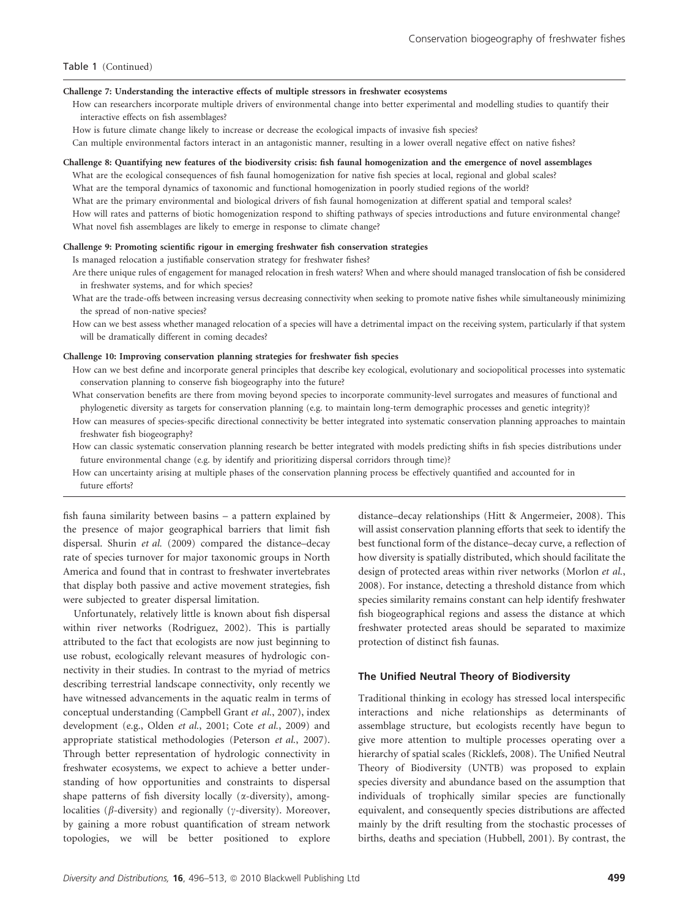Table 1 (Continued)

| |
|---|
| **Challenge 7: Understanding the interactive effects of multiple stressors in freshwater ecosystems** |
| How can researchers incorporate multiple drivers of environmental change into better experimental and modelling studies to quantify their interactive effects on fish assemblages? |
| How is future climate change likely to increase or decrease the ecological impacts of invasive fish species? |
| Can multiple environmental factors interact in an antagonistic manner, resulting in a lower overall negative effect on native fishes? |
| **Challenge 8: Quantifying new features of the biodiversity crisis: fish faunal homogenization and the emergence of novel assemblages** |
| What are the ecological consequences of fish faunal homogenization for native fish species at local, regional and global scales? |
| What are the temporal dynamics of taxonomic and functional homogenization in poorly studied regions of the world? |
| What are the primary environmental and biological drivers of fish faunal homogenization at different spatial and temporal scales? |
| How will rates and patterns of biotic homogenization respond to shifting pathways of species introductions and future environmental change? |
| What novel fish assemblages are likely to emerge in response to climate change? |
| **Challenge 9: Promoting scientific rigour in emerging freshwater fish conservation strategies** |
| Is managed relocation a justifiable conservation strategy for freshwater fishes? |
| Are there unique rules of engagement for managed relocation in fresh waters? When and where should managed translocation of fish be considered in freshwater systems, and for which species? |
| What are the trade-offs between increasing versus decreasing connectivity when seeking to promote native fishes while simultaneously minimizing the spread of non-native species? |
| How can we best assess whether managed relocation of a species will have a detrimental impact on the receiving system, particularly if that system will be dramatically different in coming decades? |
| **Challenge 10: Improving conservation planning strategies for freshwater fish species** |
| How can we best define and incorporate general principles that describe key ecological, evolutionary and sociopolitical processes into systematic conservation planning to conserve fish biogeography into the future? |
| What conservation benefits are there from moving beyond species to incorporate community-level surrogates and measures of functional and phylogenetic diversity as targets for conservation planning (e.g. to maintain long-term demographic processes and genetic integrity)? |
| How can measures of species-specific directional connectivity be better integrated into systematic conservation planning approaches to maintain freshwater fish biogeography? |
| How can classic systematic conservation planning research be better integrated with models predicting shifts in fish species distributions under future environmental change (e.g. by identify and prioritizing dispersal corridors through time)? |
| How can uncertainty arising at multiple phases of the conservation planning process be effectively quantified and accounted for in future efforts? |

fish fauna similarity between basins – a pattern explained by the presence of major geographical barriers that limit fish dispersal. Shurin *et al.* (2009) compared the distance–decay rate of species turnover for major taxonomic groups in North America and found that in contrast to freshwater invertebrates that display both passive and active movement strategies, fish were subjected to greater dispersal limitation.

Unfortunately, relatively little is known about fish dispersal within river networks (Rodriguez, 2002). This is partially attributed to the fact that ecologists are now just beginning to use robust, ecologically relevant measures of hydrologic connectivity in their studies. In contrast to the myriad of metrics describing terrestrial landscape connectivity, only recently we have witnessed advancements in the aquatic realm in terms of conceptual understanding (Campbell Grant *et al.*, 2007), index development (e.g., Olden *et al.*, 2001; Cote *et al.*, 2009) and appropriate statistical methodologies (Peterson *et al.*, 2007). Through better representation of hydrologic connectivity in freshwater ecosystems, we expect to achieve a better understanding of how opportunities and constraints to dispersal shape patterns of fish diversity locally ($\alpha$-diversity), among-localities ($\beta$-diversity) and regionally ($\gamma$-diversity). Moreover, by gaining a more robust quantification of stream network topologies, we will be better positioned to explore distance–decay relationships (Hitt & Angermeier, 2008). This will assist conservation planning efforts that seek to identify the best functional form of the distance–decay curve, a reflection of how diversity is spatially distributed, which should facilitate the design of protected areas within river networks (Morlon *et al.*, 2008). For instance, detecting a threshold distance from which species similarity remains constant can help identify freshwater fish biogeographical regions and assess the distance at which freshwater protected areas should be separated to maximize protection of distinct fish faunas.

## The Unified Neutral Theory of Biodiversity

Traditional thinking in ecology has stressed local interspecific interactions and niche relationships as determinants of assemblage structure, but ecologists recently have begun to give more attention to multiple processes operating over a hierarchy of spatial scales (Ricklefs, 2008). The Unified Neutral Theory of Biodiversity (UNTB) was proposed to explain species diversity and abundance based on the assumption that individuals of trophically similar species are functionally equivalent, and consequently species distributions are affected mainly by the drift resulting from the stochastic processes of births, deaths and speciation (Hubbell, 2001). By contrast, the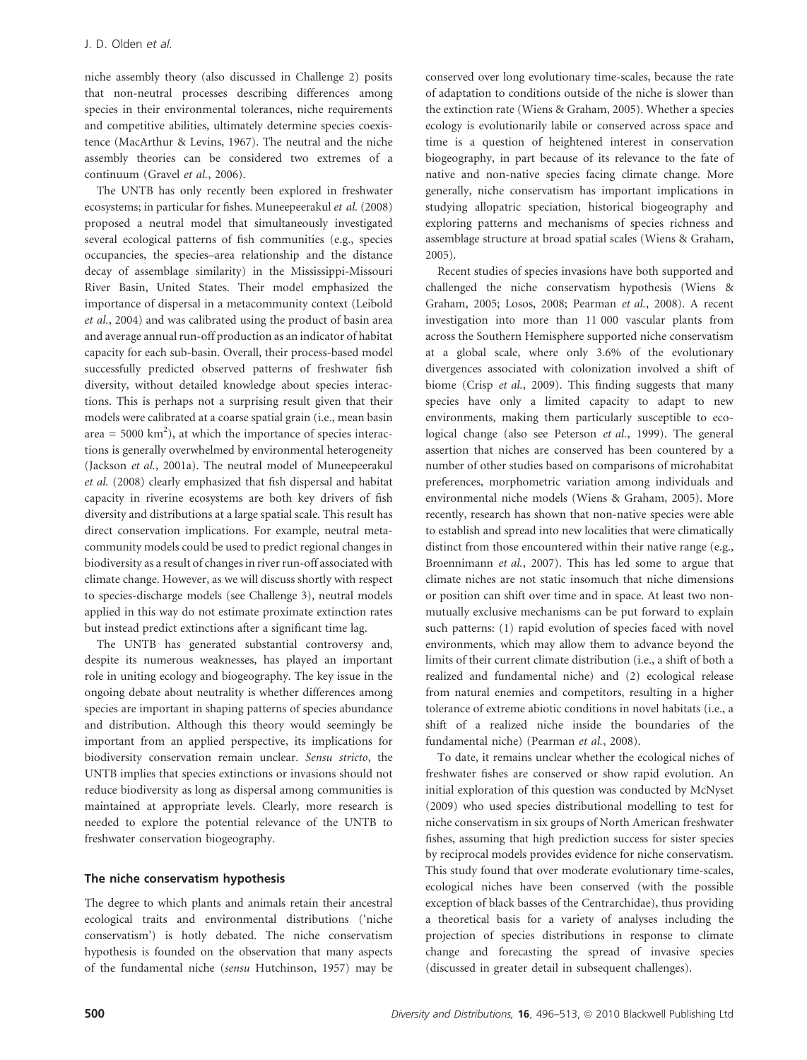niche assembly theory (also discussed in Challenge 2) posits that non-neutral processes describing differences among species in their environmental tolerances, niche requirements and competitive abilities, ultimately determine species coexistence (MacArthur & Levins, 1967). The neutral and the niche assembly theories can be considered two extremes of a continuum (Gravel *et al.*, 2006).

The UNTB has only recently been explored in freshwater ecosystems; in particular for fishes. Muneepeerakul *et al.* (2008) proposed a neutral model that simultaneously investigated several ecological patterns of fish communities (e.g., species occupancies, the species–area relationship and the distance decay of assemblage similarity) in the Mississippi-Missouri River Basin, United States. Their model emphasized the importance of dispersal in a metacommunity context (Leibold *et al.*, 2004) and was calibrated using the product of basin area and average annual run-off production as an indicator of habitat capacity for each sub-basin. Overall, their process-based model successfully predicted observed patterns of freshwater fish diversity, without detailed knowledge about species interactions. This is perhaps not a surprising result given that their models were calibrated at a coarse spatial grain (i.e., mean basin area = 5000 $km^2$), at which the importance of species interactions is generally overwhelmed by environmental heterogeneity (Jackson *et al.*, 2001a). The neutral model of Muneepeerakul *et al.* (2008) clearly emphasized that fish dispersal and habitat capacity in riverine ecosystems are both key drivers of fish diversity and distributions at a large spatial scale. This result has direct conservation implications. For example, neutral metacommunity models could be used to predict regional changes in biodiversity as a result of changes in river run-off associated with climate change. However, as we will discuss shortly with respect to species-discharge models (see Challenge 3), neutral models applied in this way do not estimate proximate extinction rates but instead predict extinctions after a significant time lag.

The UNTB has generated substantial controversy and, despite its numerous weaknesses, has played an important role in uniting ecology and biogeography. The key issue in the ongoing debate about neutrality is whether differences among species are important in shaping patterns of species abundance and distribution. Although this theory would seemingly be important from an applied perspective, its implications for biodiversity conservation remain unclear. *Sensu stricto*, the UNTB implies that species extinctions or invasions should not reduce biodiversity as long as dispersal among communities is maintained at appropriate levels. Clearly, more research is needed to explore the potential relevance of the UNTB to freshwater conservation biogeography.

### The niche conservatism hypothesis

The degree to which plants and animals retain their ancestral ecological traits and environmental distributions ('niche conservatism') is hotly debated. The niche conservatism hypothesis is founded on the observation that many aspects of the fundamental niche (*sensu* Hutchinson, 1957) may be conserved over long evolutionary time-scales, because the rate of adaptation to conditions outside of the niche is slower than the extinction rate (Wiens & Graham, 2005). Whether a species ecology is evolutionarily labile or conserved across space and time is a question of heightened interest in conservation biogeography, in part because of its relevance to the fate of native and non-native species facing climate change. More generally, niche conservatism has important implications in studying allopatric speciation, historical biogeography and exploring patterns and mechanisms of species richness and assemblage structure at broad spatial scales (Wiens & Graham, 2005).

Recent studies of species invasions have both supported and challenged the niche conservatism hypothesis (Wiens & Graham, 2005; Losos, 2008; Pearman *et al.*, 2008). A recent investigation into more than 11 000 vascular plants from across the Southern Hemisphere supported niche conservatism at a global scale, where only 3.6% of the evolutionary divergences associated with colonization involved a shift of biome (Crisp *et al.*, 2009). This finding suggests that many species have only a limited capacity to adapt to new environments, making them particularly susceptible to ecological change (also see Peterson *et al.*, 1999). The general assertion that niches are conserved has been countered by a number of other studies based on comparisons of microhabitat preferences, morphometric variation among individuals and environmental niche models (Wiens & Graham, 2005). More recently, research has shown that non-native species were able to establish and spread into new localities that were climatically distinct from those encountered within their native range (e.g., Broennimann *et al.*, 2007). This has led some to argue that climate niches are not static insomuch that niche dimensions or position can shift over time and in space. At least two non-mutually exclusive mechanisms can be put forward to explain such patterns: (1) rapid evolution of species faced with novel environments, which may allow them to advance beyond the limits of their current climate distribution (i.e., a shift of both a realized and fundamental niche) and (2) ecological release from natural enemies and competitors, resulting in a higher tolerance of extreme abiotic conditions in novel habitats (i.e., a shift of a realized niche inside the boundaries of the fundamental niche) (Pearman *et al.*, 2008).

To date, it remains unclear whether the ecological niches of freshwater fishes are conserved or show rapid evolution. An initial exploration of this question was conducted by McNyset (2009) who used species distributional modelling to test for niche conservatism in six groups of North American freshwater fishes, assuming that high prediction success for sister species by reciprocal models provides evidence for niche conservatism. This study found that over moderate evolutionary time-scales, ecological niches have been conserved (with the possible exception of black basses of the Centrarchidae), thus providing a theoretical basis for a variety of analyses including the projection of species distributions in response to climate change and forecasting the spread of invasive species (discussed in greater detail in subsequent challenges).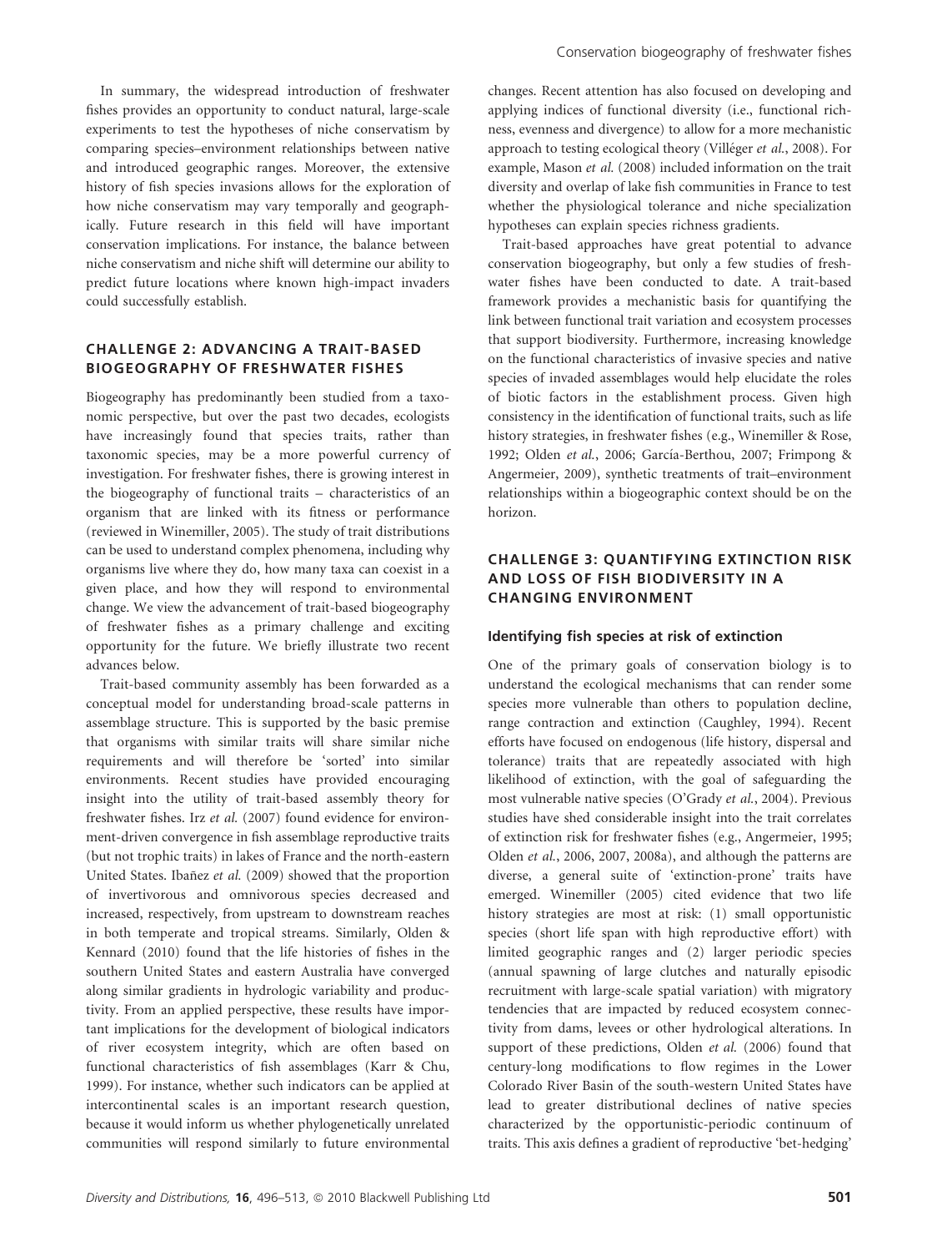In summary, the widespread introduction of freshwater fishes provides an opportunity to conduct natural, large-scale experiments to test the hypotheses of niche conservatism by comparing species–environment relationships between native and introduced geographic ranges. Moreover, the extensive history of fish species invasions allows for the exploration of how niche conservatism may vary temporally and geographically. Future research in this field will have important conservation implications. For instance, the balance between niche conservatism and niche shift will determine our ability to predict future locations where known high-impact invaders could successfully establish.

## CHALLENGE 2: ADVANCING A TRAIT-BASED BIOGEOGRAPHY OF FRESHWATER FISHES

Biogeography has predominantly been studied from a taxonomic perspective, but over the past two decades, ecologists have increasingly found that species traits, rather than taxonomic species, may be a more powerful currency of investigation. For freshwater fishes, there is growing interest in the biogeography of functional traits – characteristics of an organism that are linked with its fitness or performance (reviewed in Winemiller, 2005). The study of trait distributions can be used to understand complex phenomena, including why organisms live where they do, how many taxa can coexist in a given place, and how they will respond to environmental change. We view the advancement of trait-based biogeography of freshwater fishes as a primary challenge and exciting opportunity for the future. We briefly illustrate two recent advances below.

Trait-based community assembly has been forwarded as a conceptual model for understanding broad-scale patterns in assemblage structure. This is supported by the basic premise that organisms with similar traits will share similar niche requirements and will therefore be 'sorted' into similar environments. Recent studies have provided encouraging insight into the utility of trait-based assembly theory for freshwater fishes. Irz *et al.* (2007) found evidence for environment-driven convergence in fish assemblage reproductive traits (but not trophic traits) in lakes of France and the north-eastern United States. Ibañez *et al.* (2009) showed that the proportion of invertivorous and omnivorous species decreased and increased, respectively, from upstream to downstream reaches in both temperate and tropical streams. Similarly, Olden & Kennard (2010) found that the life histories of fishes in the southern United States and eastern Australia have converged along similar gradients in hydrologic variability and productivity. From an applied perspective, these results have important implications for the development of biological indicators of river ecosystem integrity, which are often based on functional characteristics of fish assemblages (Karr & Chu, 1999). For instance, whether such indicators can be applied at intercontinental scales is an important research question, because it would inform us whether phylogenetically unrelated communities will respond similarly to future environmental changes. Recent attention has also focused on developing and applying indices of functional diversity (i.e., functional richness, evenness and divergence) to allow for a more mechanistic approach to testing ecological theory (Villéger *et al.*, 2008). For example, Mason *et al.* (2008) included information on the trait diversity and overlap of lake fish communities in France to test whether the physiological tolerance and niche specialization hypotheses can explain species richness gradients.

Trait-based approaches have great potential to advance conservation biogeography, but only a few studies of freshwater fishes have been conducted to date. A trait-based framework provides a mechanistic basis for quantifying the link between functional trait variation and ecosystem processes that support biodiversity. Furthermore, increasing knowledge on the functional characteristics of invasive species and native species of invaded assemblages would help elucidate the roles of biotic factors in the establishment process. Given high consistency in the identification of functional traits, such as life history strategies, in freshwater fishes (e.g., Winemiller & Rose, 1992; Olden *et al.*, 2006; García-Berthou, 2007; Frimpong & Angermeier, 2009), synthetic treatments of trait–environment relationships within a biogeographic context should be on the horizon.

## CHALLENGE 3: QUANTIFYING EXTINCTION RISK AND LOSS OF FISH BIODIVERSITY IN A CHANGING ENVIRONMENT

### Identifying fish species at risk of extinction

One of the primary goals of conservation biology is to understand the ecological mechanisms that can render some species more vulnerable than others to population decline, range contraction and extinction (Caughley, 1994). Recent efforts have focused on endogenous (life history, dispersal and tolerance) traits that are repeatedly associated with high likelihood of extinction, with the goal of safeguarding the most vulnerable native species (O'Grady *et al.*, 2004). Previous studies have shed considerable insight into the trait correlates of extinction risk for freshwater fishes (e.g., Angermeier, 1995; Olden *et al.*, 2006, 2007, 2008a), and although the patterns are diverse, a general suite of 'extinction-prone' traits have emerged. Winemiller (2005) cited evidence that two life history strategies are most at risk: (1) small opportunistic species (short life span with high reproductive effort) with limited geographic ranges and (2) larger periodic species (annual spawning of large clutches and naturally episodic recruitment with large-scale spatial variation) with migratory tendencies that are impacted by reduced ecosystem connectivity from dams, levees or other hydrological alterations. In support of these predictions, Olden *et al.* (2006) found that century-long modifications to flow regimes in the Lower Colorado River Basin of the south-western United States have lead to greater distributional declines of native species characterized by the opportunistic-periodic continuum of traits. This axis defines a gradient of reproductive 'bet-hedging'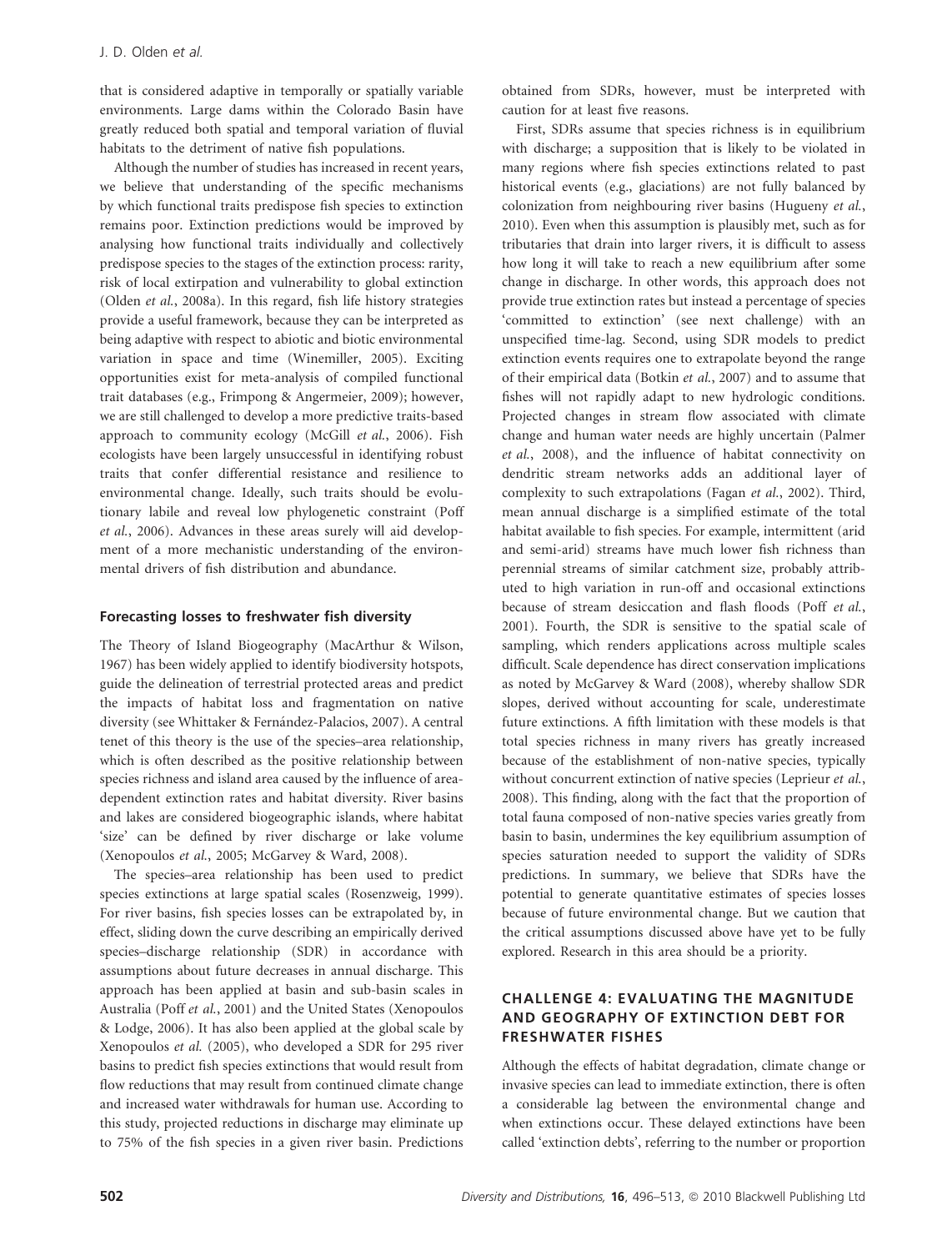that is considered adaptive in temporally or spatially variable environments. Large dams within the Colorado Basin have greatly reduced both spatial and temporal variation of fluvial habitats to the detriment of native fish populations.

Although the number of studies has increased in recent years, we believe that understanding of the specific mechanisms by which functional traits predispose fish species to extinction remains poor. Extinction predictions would be improved by analysing how functional traits individually and collectively predispose species to the stages of the extinction process: rarity, risk of local extirpation and vulnerability to global extinction (Olden *et al.*, 2008a). In this regard, fish life history strategies provide a useful framework, because they can be interpreted as being adaptive with respect to abiotic and biotic environmental variation in space and time (Winemiller, 2005). Exciting opportunities exist for meta-analysis of compiled functional trait databases (e.g., Frimpong & Angermeier, 2009); however, we are still challenged to develop a more predictive traits-based approach to community ecology (McGill *et al.*, 2006). Fish ecologists have been largely unsuccessful in identifying robust traits that confer differential resistance and resilience to environmental change. Ideally, such traits should be evolutionary labile and reveal low phylogenetic constraint (Poff *et al.*, 2006). Advances in these areas surely will aid development of a more mechanistic understanding of the environmental drivers of fish distribution and abundance.

### Forecasting losses to freshwater fish diversity

The Theory of Island Biogeography (MacArthur & Wilson, 1967) has been widely applied to identify biodiversity hotspots, guide the delineation of terrestrial protected areas and predict the impacts of habitat loss and fragmentation on native diversity (see Whittaker & Fernández-Palacios, 2007). A central tenet of this theory is the use of the species–area relationship, which is often described as the positive relationship between species richness and island area caused by the influence of area-dependent extinction rates and habitat diversity. River basins and lakes are considered biogeographic islands, where habitat 'size' can be defined by river discharge or lake volume (Xenopoulos *et al.*, 2005; McGarvey & Ward, 2008).

The species–area relationship has been used to predict species extinctions at large spatial scales (Rosenzweig, 1999). For river basins, fish species losses can be extrapolated by, in effect, sliding down the curve describing an empirically derived species–discharge relationship (SDR) in accordance with assumptions about future decreases in annual discharge. This approach has been applied at basin and sub-basin scales in Australia (Poff *et al.*, 2001) and the United States (Xenopoulos & Lodge, 2006). It has also been applied at the global scale by Xenopoulos *et al.* (2005), who developed a SDR for 295 river basins to predict fish species extinctions that would result from flow reductions that may result from continued climate change and increased water withdrawals for human use. According to this study, projected reductions in discharge may eliminate up to 75% of the fish species in a given river basin. Predictions obtained from SDRs, however, must be interpreted with caution for at least five reasons.

First, SDRs assume that species richness is in equilibrium with discharge; a supposition that is likely to be violated in many regions where fish species extinctions related to past historical events (e.g., glaciations) are not fully balanced by colonization from neighbouring river basins (Hugueny *et al.*, 2010). Even when this assumption is plausibly met, such as for tributaries that drain into larger rivers, it is difficult to assess how long it will take to reach a new equilibrium after some change in discharge. In other words, this approach does not provide true extinction rates but instead a percentage of species 'committed to extinction' (see next challenge) with an unspecified time-lag. Second, using SDR models to predict extinction events requires one to extrapolate beyond the range of their empirical data (Botkin *et al.*, 2007) and to assume that fishes will not rapidly adapt to new hydrologic conditions. Projected changes in stream flow associated with climate change and human water needs are highly uncertain (Palmer *et al.*, 2008), and the influence of habitat connectivity on dendritic stream networks adds an additional layer of complexity to such extrapolations (Fagan *et al.*, 2002). Third, mean annual discharge is a simplified estimate of the total habitat available to fish species. For example, intermittent (arid and semi-arid) streams have much lower fish richness than perennial streams of similar catchment size, probably attributed to high variation in run-off and occasional extinctions because of stream desiccation and flash floods (Poff *et al.*, 2001). Fourth, the SDR is sensitive to the spatial scale of sampling, which renders applications across multiple scales difficult. Scale dependence has direct conservation implications as noted by McGarvey & Ward (2008), whereby shallow SDR slopes, derived without accounting for scale, underestimate future extinctions. A fifth limitation with these models is that total species richness in many rivers has greatly increased because of the establishment of non-native species, typically without concurrent extinction of native species (Leprieur *et al.*, 2008). This finding, along with the fact that the proportion of total fauna composed of non-native species varies greatly from basin to basin, undermines the key equilibrium assumption of species saturation needed to support the validity of SDRs predictions. In summary, we believe that SDRs have the potential to generate quantitative estimates of species losses because of future environmental change. But we caution that the critical assumptions discussed above have yet to be fully explored. Research in this area should be a priority.

## CHALLENGE 4: EVALUATING THE MAGNITUDE AND GEOGRAPHY OF EXTINCTION DEBT FOR FRESHWATER FISHES

Although the effects of habitat degradation, climate change or invasive species can lead to immediate extinction, there is often a considerable lag between the environmental change and when extinctions occur. These delayed extinctions have been called 'extinction debts', referring to the number or proportion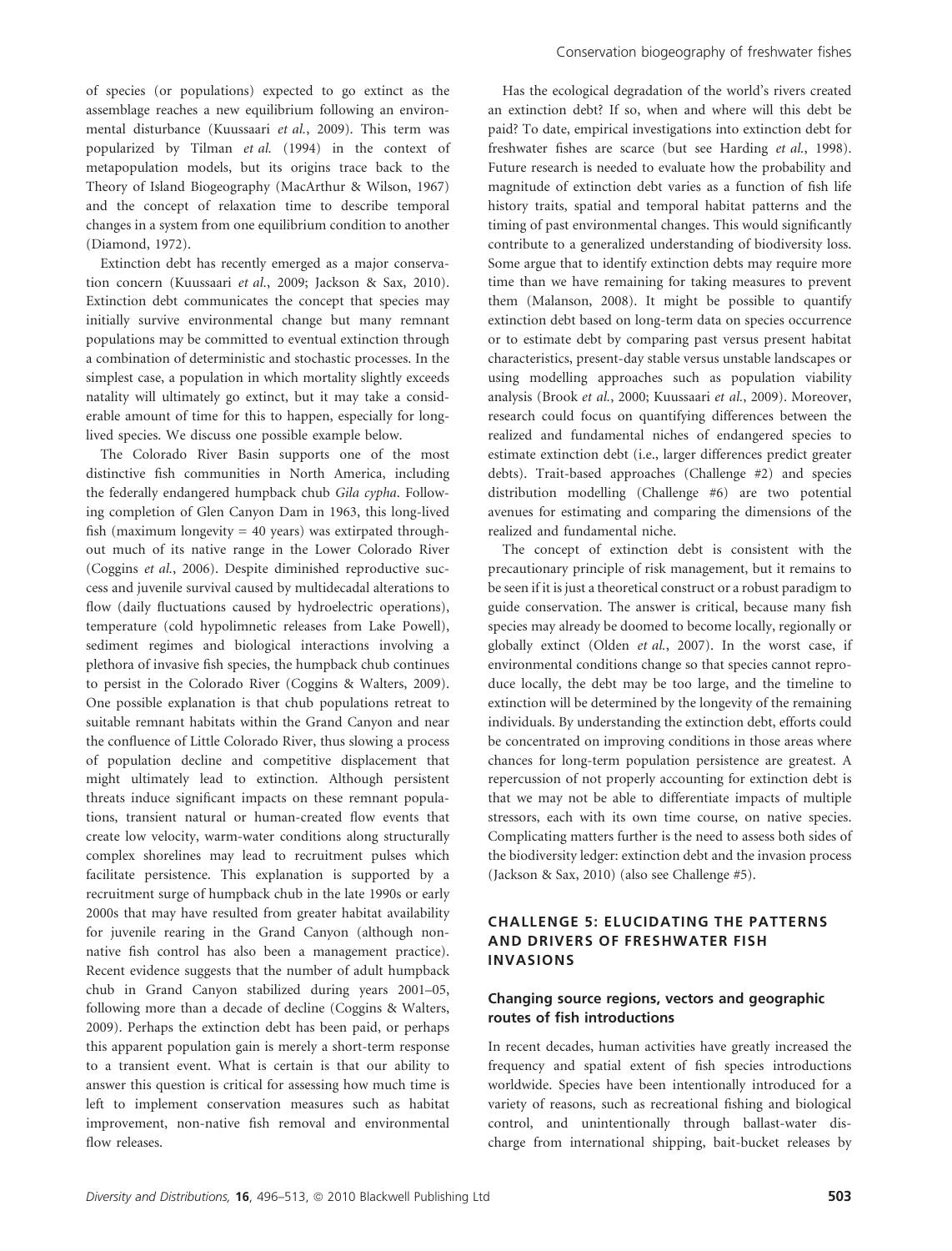of species (or populations) expected to go extinct as the assemblage reaches a new equilibrium following an environmental disturbance (Kuussaari *et al.*, 2009). This term was popularized by Tilman *et al.* (1994) in the context of metapopulation models, but its origins trace back to the Theory of Island Biogeography (MacArthur & Wilson, 1967) and the concept of relaxation time to describe temporal changes in a system from one equilibrium condition to another (Diamond, 1972).

Extinction debt has recently emerged as a major conservation concern (Kuussaari *et al.*, 2009; Jackson & Sax, 2010). Extinction debt communicates the concept that species may initially survive environmental change but many remnant populations may be committed to eventual extinction through a combination of deterministic and stochastic processes. In the simplest case, a population in which mortality slightly exceeds natality will ultimately go extinct, but it may take a considerable amount of time for this to happen, especially for long-lived species. We discuss one possible example below.

The Colorado River Basin supports one of the most distinctive fish communities in North America, including the federally endangered humpback chub *Gila cypha*. Following completion of Glen Canyon Dam in 1963, this long-lived fish (maximum longevity = 40 years) was extirpated throughout much of its native range in the Lower Colorado River (Coggins *et al.*, 2006). Despite diminished reproductive success and juvenile survival caused by multidecadal alterations to flow (daily fluctuations caused by hydroelectric operations), temperature (cold hypolimnetic releases from Lake Powell), sediment regimes and biological interactions involving a plethora of invasive fish species, the humpback chub continues to persist in the Colorado River (Coggins & Walters, 2009). One possible explanation is that chub populations retreat to suitable remnant habitats within the Grand Canyon and near the confluence of Little Colorado River, thus slowing a process of population decline and competitive displacement that might ultimately lead to extinction. Although persistent threats induce significant impacts on these remnant populations, transient natural or human-created flow events that create low velocity, warm-water conditions along structurally complex shorelines may lead to recruitment pulses which facilitate persistence. This explanation is supported by a recruitment surge of humpback chub in the late 1990s or early 2000s that may have resulted from greater habitat availability for juvenile rearing in the Grand Canyon (although non-native fish control has also been a management practice). Recent evidence suggests that the number of adult humpback chub in Grand Canyon stabilized during years 2001–05, following more than a decade of decline (Coggins & Walters, 2009). Perhaps the extinction debt has been paid, or perhaps this apparent population gain is merely a short-term response to a transient event. What is certain is that our ability to answer this question is critical for assessing how much time is left to implement conservation measures such as habitat improvement, non-native fish removal and environmental flow releases.

Has the ecological degradation of the world's rivers created an extinction debt? If so, when and where will this debt be paid? To date, empirical investigations into extinction debt for freshwater fishes are scarce (but see Harding *et al.*, 1998). Future research is needed to evaluate how the probability and magnitude of extinction debt varies as a function of fish life history traits, spatial and temporal habitat patterns and the timing of past environmental changes. This would significantly contribute to a generalized understanding of biodiversity loss. Some argue that to identify extinction debts may require more time than we have remaining for taking measures to prevent them (Malanson, 2008). It might be possible to quantify extinction debt based on long-term data on species occurrence or to estimate debt by comparing past versus present habitat characteristics, present-day stable versus unstable landscapes or using modelling approaches such as population viability analysis (Brook *et al.*, 2000; Kuussaari *et al.*, 2009). Moreover, research could focus on quantifying differences between the realized and fundamental niches of endangered species to estimate extinction debt (i.e., larger differences predict greater debts). Trait-based approaches (Challenge #2) and species distribution modelling (Challenge #6) are two potential avenues for estimating and comparing the dimensions of the realized and fundamental niche.

The concept of extinction debt is consistent with the precautionary principle of risk management, but it remains to be seen if it is just a theoretical construct or a robust paradigm to guide conservation. The answer is critical, because many fish species may already be doomed to become locally, regionally or globally extinct (Olden *et al.*, 2007). In the worst case, if environmental conditions change so that species cannot reproduce locally, the debt may be too large, and the timeline to extinction will be determined by the longevity of the remaining individuals. By understanding the extinction debt, efforts could be concentrated on improving conditions in those areas where chances for long-term population persistence are greatest. A repercussion of not properly accounting for extinction debt is that we may not be able to differentiate impacts of multiple stressors, each with its own time course, on native species. Complicating matters further is the need to assess both sides of the biodiversity ledger: extinction debt and the invasion process (Jackson & Sax, 2010) (also see Challenge #5).

## CHALLENGE 5: ELUCIDATING THE PATTERNS AND DRIVERS OF FRESHWATER FISH INVASIONS

### Changing source regions, vectors and geographic routes of fish introductions

In recent decades, human activities have greatly increased the frequency and spatial extent of fish species introductions worldwide. Species have been intentionally introduced for a variety of reasons, such as recreational fishing and biological control, and unintentionally through ballast-water discharge from international shipping, bait-bucket releases by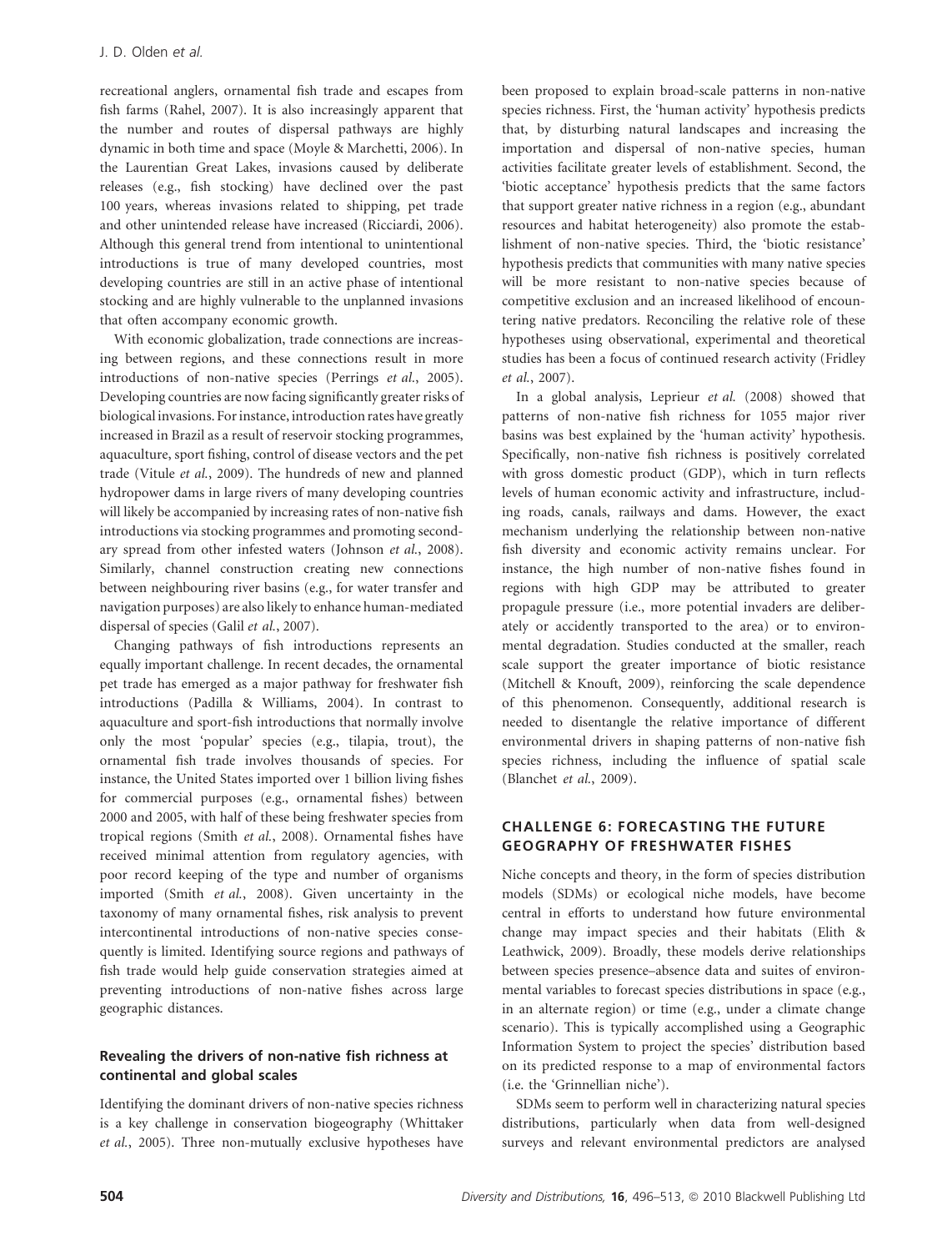recreational anglers, ornamental fish trade and escapes from fish farms (Rahel, 2007). It is also increasingly apparent that the number and routes of dispersal pathways are highly dynamic in both time and space (Moyle & Marchetti, 2006). In the Laurentian Great Lakes, invasions caused by deliberate releases (e.g., fish stocking) have declined over the past 100 years, whereas invasions related to shipping, pet trade and other unintended release have increased (Ricciardi, 2006). Although this general trend from intentional to unintentional introductions is true of many developed countries, most developing countries are still in an active phase of intentional stocking and are highly vulnerable to the unplanned invasions that often accompany economic growth.

With economic globalization, trade connections are increasing between regions, and these connections result in more introductions of non-native species (Perrings *et al.*, 2005). Developing countries are now facing significantly greater risks of biological invasions. For instance, introduction rates have greatly increased in Brazil as a result of reservoir stocking programmes, aquaculture, sport fishing, control of disease vectors and the pet trade (Vitule *et al.*, 2009). The hundreds of new and planned hydropower dams in large rivers of many developing countries will likely be accompanied by increasing rates of non-native fish introductions via stocking programmes and promoting secondary spread from other infested waters (Johnson *et al.*, 2008). Similarly, channel construction creating new connections between neighbouring river basins (e.g., for water transfer and navigation purposes) are also likely to enhance human-mediated dispersal of species (Galil *et al.*, 2007).

Changing pathways of fish introductions represents an equally important challenge. In recent decades, the ornamental pet trade has emerged as a major pathway for freshwater fish introductions (Padilla & Williams, 2004). In contrast to aquaculture and sport-fish introductions that normally involve only the most 'popular' species (e.g., tilapia, trout), the ornamental fish trade involves thousands of species. For instance, the United States imported over 1 billion living fishes for commercial purposes (e.g., ornamental fishes) between 2000 and 2005, with half of these being freshwater species from tropical regions (Smith *et al.*, 2008). Ornamental fishes have received minimal attention from regulatory agencies, with poor record keeping of the type and number of organisms imported (Smith *et al.*, 2008). Given uncertainty in the taxonomy of many ornamental fishes, risk analysis to prevent intercontinental introductions of non-native species consequently is limited. Identifying source regions and pathways of fish trade would help guide conservation strategies aimed at preventing introductions of non-native fishes across large geographic distances.

### Revealing the drivers of non-native fish richness at continental and global scales

Identifying the dominant drivers of non-native species richness is a key challenge in conservation biogeography (Whittaker *et al.*, 2005). Three non-mutually exclusive hypotheses have been proposed to explain broad-scale patterns in non-native species richness. First, the 'human activity' hypothesis predicts that, by disturbing natural landscapes and increasing the importation and dispersal of non-native species, human activities facilitate greater levels of establishment. Second, the 'biotic acceptance' hypothesis predicts that the same factors that support greater native richness in a region (e.g., abundant resources and habitat heterogeneity) also promote the establishment of non-native species. Third, the 'biotic resistance' hypothesis predicts that communities with many native species will be more resistant to non-native species because of competitive exclusion and an increased likelihood of encountering native predators. Reconciling the relative role of these hypotheses using observational, experimental and theoretical studies has been a focus of continued research activity (Fridley *et al.*, 2007).

In a global analysis, Leprieur *et al.* (2008) showed that patterns of non-native fish richness for 1055 major river basins was best explained by the 'human activity' hypothesis. Specifically, non-native fish richness is positively correlated with gross domestic product (GDP), which in turn reflects levels of human economic activity and infrastructure, including roads, canals, railways and dams. However, the exact mechanism underlying the relationship between non-native fish diversity and economic activity remains unclear. For instance, the high number of non-native fishes found in regions with high GDP may be attributed to greater propagule pressure (i.e., more potential invaders are deliberately or accidently transported to the area) or to environmental degradation. Studies conducted at the smaller, reach scale support the greater importance of biotic resistance (Mitchell & Knouft, 2009), reinforcing the scale dependence of this phenomenon. Consequently, additional research is needed to disentangle the relative importance of different environmental drivers in shaping patterns of non-native fish species richness, including the influence of spatial scale (Blanchet *et al.*, 2009).

## CHALLENGE 6: FORECASTING THE FUTURE GEOGRAPHY OF FRESHWATER FISHES

Niche concepts and theory, in the form of species distribution models (SDMs) or ecological niche models, have become central in efforts to understand how future environmental change may impact species and their habitats (Elith & Leathwick, 2009). Broadly, these models derive relationships between species presence–absence data and suites of environmental variables to forecast species distributions in space (e.g., in an alternate region) or time (e.g., under a climate change scenario). This is typically accomplished using a Geographic Information System to project the species' distribution based on its predicted response to a map of environmental factors (i.e. the 'Grinnellian niche').

SDMs seem to perform well in characterizing natural species distributions, particularly when data from well-designed surveys and relevant environmental predictors are analysed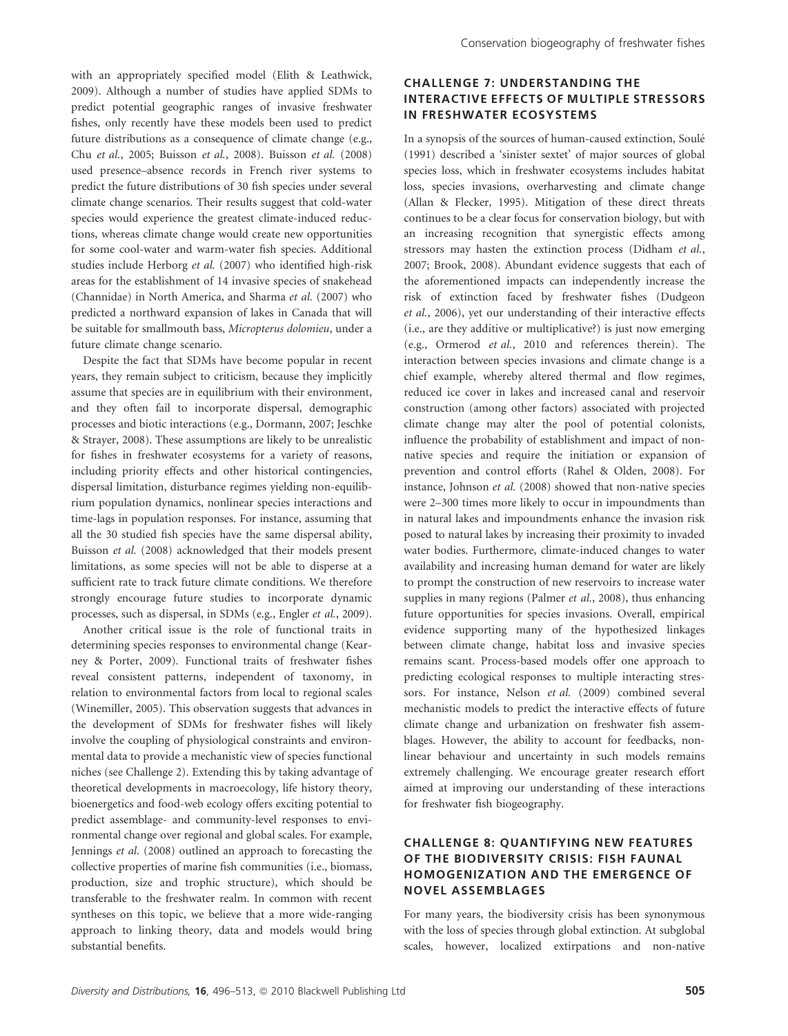with an appropriately specified model (Elith & Leathwick, 2009). Although a number of studies have applied SDMs to predict potential geographic ranges of invasive freshwater fishes, only recently have these models been used to predict future distributions as a consequence of climate change (e.g., Chu *et al.*, 2005; Buisson *et al.*, 2008). Buisson *et al.* (2008) used presence–absence records in French river systems to predict the future distributions of 30 fish species under several climate change scenarios. Their results suggest that cold-water species would experience the greatest climate-induced reductions, whereas climate change would create new opportunities for some cool-water and warm-water fish species. Additional studies include Herborg *et al.* (2007) who identified high-risk areas for the establishment of 14 invasive species of snakehead (Channidae) in North America, and Sharma *et al.* (2007) who predicted a northward expansion of lakes in Canada that will be suitable for smallmouth bass, *Micropterus dolomieu*, under a future climate change scenario.

Despite the fact that SDMs have become popular in recent years, they remain subject to criticism, because they implicitly assume that species are in equilibrium with their environment, and they often fail to incorporate dispersal, demographic processes and biotic interactions (e.g., Dormann, 2007; Jeschke & Strayer, 2008). These assumptions are likely to be unrealistic for fishes in freshwater ecosystems for a variety of reasons, including priority effects and other historical contingencies, dispersal limitation, disturbance regimes yielding non-equilibrium population dynamics, nonlinear species interactions and time-lags in population responses. For instance, assuming that all the 30 studied fish species have the same dispersal ability, Buisson *et al.* (2008) acknowledged that their models present limitations, as some species will not be able to disperse at a sufficient rate to track future climate conditions. We therefore strongly encourage future studies to incorporate dynamic processes, such as dispersal, in SDMs (e.g., Engler *et al.*, 2009).

Another critical issue is the role of functional traits in determining species responses to environmental change (Kearney & Porter, 2009). Functional traits of freshwater fishes reveal consistent patterns, independent of taxonomy, in relation to environmental factors from local to regional scales (Winemiller, 2005). This observation suggests that advances in the development of SDMs for freshwater fishes will likely involve the coupling of physiological constraints and environmental data to provide a mechanistic view of species functional niches (see Challenge 2). Extending this by taking advantage of theoretical developments in macroecology, life history theory, bioenergetics and food-web ecology offers exciting potential to predict assemblage- and community-level responses to environmental change over regional and global scales. For example, Jennings *et al.* (2008) outlined an approach to forecasting the collective properties of marine fish communities (i.e., biomass, production, size and trophic structure), which should be transferable to the freshwater realm. In common with recent syntheses on this topic, we believe that a more wide-ranging approach to linking theory, data and models would bring substantial benefits.

## CHALLENGE 7: UNDERSTANDING THE INTERACTIVE EFFECTS OF MULTIPLE STRESSORS IN FRESHWATER ECOSYSTEMS

In a synopsis of the sources of human-caused extinction, Soulé (1991) described a 'sinister sextet' of major sources of global species loss, which in freshwater ecosystems includes habitat loss, species invasions, overharvesting and climate change (Allan & Flecker, 1995). Mitigation of these direct threats continues to be a clear focus for conservation biology, but with an increasing recognition that synergistic effects among stressors may hasten the extinction process (Didham *et al.*, 2007; Brook, 2008). Abundant evidence suggests that each of the aforementioned impacts can independently increase the risk of extinction faced by freshwater fishes (Dudgeon *et al.*, 2006), yet our understanding of their interactive effects (i.e., are they additive or multiplicative?) is just now emerging (e.g., Ormerod *et al.*, 2010 and references therein). The interaction between species invasions and climate change is a chief example, whereby altered thermal and flow regimes, reduced ice cover in lakes and increased canal and reservoir construction (among other factors) associated with projected climate change may alter the pool of potential colonists, influence the probability of establishment and impact of non-native species and require the initiation or expansion of prevention and control efforts (Rahel & Olden, 2008). For instance, Johnson *et al.* (2008) showed that non-native species were 2–300 times more likely to occur in impoundments than in natural lakes and impoundments enhance the invasion risk posed to natural lakes by increasing their proximity to invaded water bodies. Furthermore, climate-induced changes to water availability and increasing human demand for water are likely to prompt the construction of new reservoirs to increase water supplies in many regions (Palmer *et al.*, 2008), thus enhancing future opportunities for species invasions. Overall, empirical evidence supporting many of the hypothesized linkages between climate change, habitat loss and invasive species remains scant. Process-based models offer one approach to predicting ecological responses to multiple interacting stressors. For instance, Nelson *et al.* (2009) combined several mechanistic models to predict the interactive effects of future climate change and urbanization on freshwater fish assemblages. However, the ability to account for feedbacks, nonlinear behaviour and uncertainty in such models remains extremely challenging. We encourage greater research effort aimed at improving our understanding of these interactions for freshwater fish biogeography.

## CHALLENGE 8: QUANTIFYING NEW FEATURES OF THE BIODIVERSITY CRISIS: FISH FAUNAL HOMOGENIZATION AND THE EMERGENCE OF NOVEL ASSEMBLAGES

For many years, the biodiversity crisis has been synonymous with the loss of species through global extinction. At subglobal scales, however, localized extirpations and non-native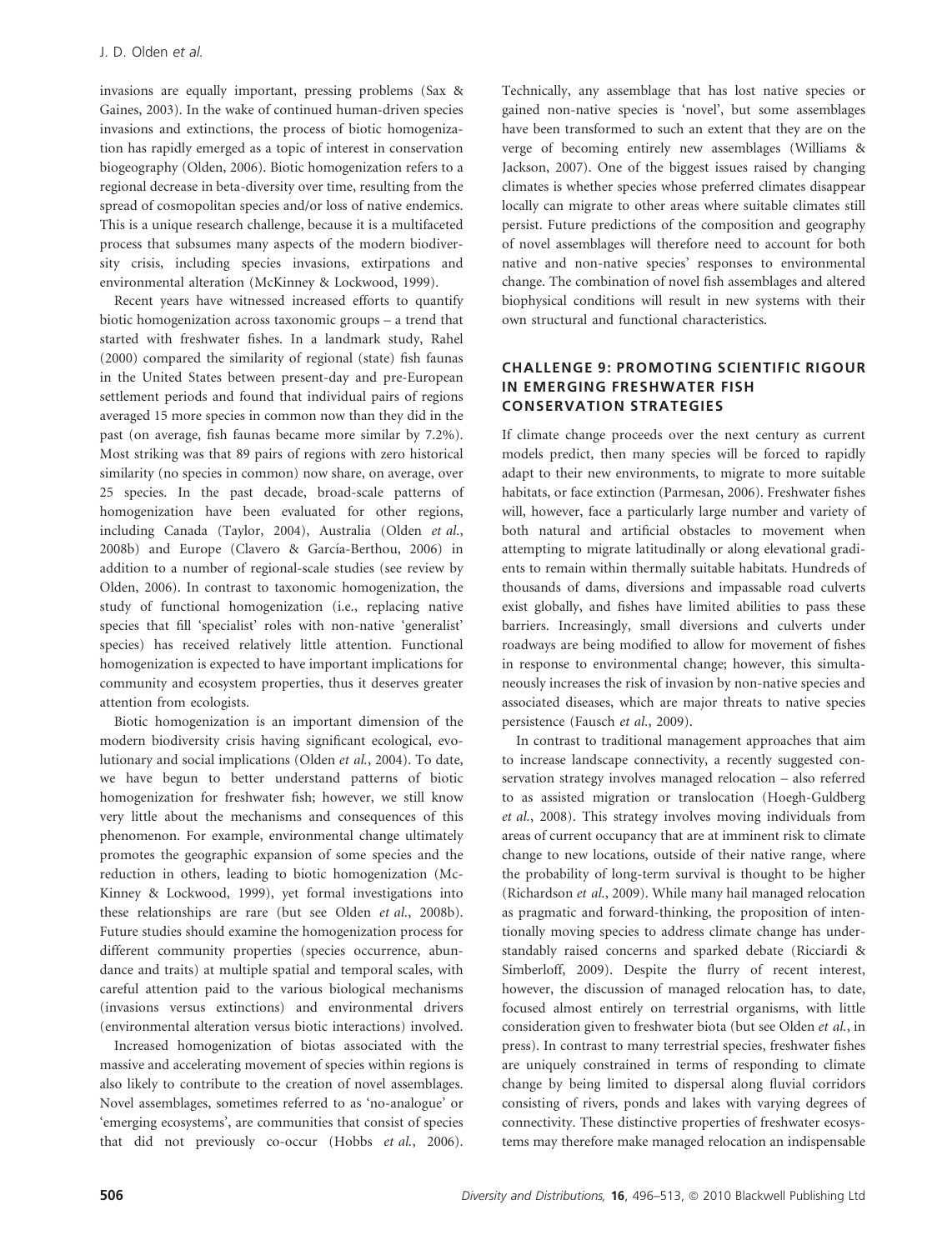invasions are equally important, pressing problems (Sax & Gaines, 2003). In the wake of continued human-driven species invasions and extinctions, the process of biotic homogenization has rapidly emerged as a topic of interest in conservation biogeography (Olden, 2006). Biotic homogenization refers to a regional decrease in beta-diversity over time, resulting from the spread of cosmopolitan species and/or loss of native endemics. This is a unique research challenge, because it is a multifaceted process that subsumes many aspects of the modern biodiversity crisis, including species invasions, extirpations and environmental alteration (McKinney & Lockwood, 1999).

Recent years have witnessed increased efforts to quantify biotic homogenization across taxonomic groups – a trend that started with freshwater fishes. In a landmark study, Rahel (2000) compared the similarity of regional (state) fish faunas in the United States between present-day and pre-European settlement periods and found that individual pairs of regions averaged 15 more species in common now than they did in the past (on average, fish faunas became more similar by 7.2%). Most striking was that 89 pairs of regions with zero historical similarity (no species in common) now share, on average, over 25 species. In the past decade, broad-scale patterns of homogenization have been evaluated for other regions, including Canada (Taylor, 2004), Australia (Olden *et al.*, 2008b) and Europe (Clavero & García-Berthou, 2006) in addition to a number of regional-scale studies (see review by Olden, 2006). In contrast to taxonomic homogenization, the study of functional homogenization (i.e., replacing native species that fill 'specialist' roles with non-native 'generalist' species) has received relatively little attention. Functional homogenization is expected to have important implications for community and ecosystem properties, thus it deserves greater attention from ecologists.

Biotic homogenization is an important dimension of the modern biodiversity crisis having significant ecological, evolutionary and social implications (Olden *et al.*, 2004). To date, we have begun to better understand patterns of biotic homogenization for freshwater fish; however, we still know very little about the mechanisms and consequences of this phenomenon. For example, environmental change ultimately promotes the geographic expansion of some species and the reduction in others, leading to biotic homogenization (McKinney & Lockwood, 1999), yet formal investigations into these relationships are rare (but see Olden *et al.*, 2008b). Future studies should examine the homogenization process for different community properties (species occurrence, abundance and traits) at multiple spatial and temporal scales, with careful attention paid to the various biological mechanisms (invasions versus extinctions) and environmental drivers (environmental alteration versus biotic interactions) involved.

Increased homogenization of biotas associated with the massive and accelerating movement of species within regions is also likely to contribute to the creation of novel assemblages. Novel assemblages, sometimes referred to as 'no-analogue' or 'emerging ecosystems', are communities that consist of species that did not previously co-occur (Hobbs *et al.*, 2006). Technically, any assemblage that has lost native species or gained non-native species is 'novel', but some assemblages have been transformed to such an extent that they are on the verge of becoming entirely new assemblages (Williams & Jackson, 2007). One of the biggest issues raised by changing climates is whether species whose preferred climates disappear locally can migrate to other areas where suitable climates still persist. Future predictions of the composition and geography of novel assemblages will therefore need to account for both native and non-native species' responses to environmental change. The combination of novel fish assemblages and altered biophysical conditions will result in new systems with their own structural and functional characteristics.

## CHALLENGE 9: PROMOTING SCIENTIFIC RIGOUR IN EMERGING FRESHWATER FISH CONSERVATION STRATEGIES

If climate change proceeds over the next century as current models predict, then many species will be forced to rapidly adapt to their new environments, to migrate to more suitable habitats, or face extinction (Parmesan, 2006). Freshwater fishes will, however, face a particularly large number and variety of both natural and artificial obstacles to movement when attempting to migrate latitudinally or along elevational gradients to remain within thermally suitable habitats. Hundreds of thousands of dams, diversions and impassable road culverts exist globally, and fishes have limited abilities to pass these barriers. Increasingly, small diversions and culverts under roadways are being modified to allow for movement of fishes in response to environmental change; however, this simultaneously increases the risk of invasion by non-native species and associated diseases, which are major threats to native species persistence (Fausch *et al.*, 2009).

In contrast to traditional management approaches that aim to increase landscape connectivity, a recently suggested conservation strategy involves managed relocation – also referred to as assisted migration or translocation (Hoegh-Guldberg *et al.*, 2008). This strategy involves moving individuals from areas of current occupancy that are at imminent risk to climate change to new locations, outside of their native range, where the probability of long-term survival is thought to be higher (Richardson *et al.*, 2009). While many hail managed relocation as pragmatic and forward-thinking, the proposition of intentionally moving species to address climate change has understandably raised concerns and sparked debate (Ricciardi & Simberloff, 2009). Despite the flurry of recent interest, however, the discussion of managed relocation has, to date, focused almost entirely on terrestrial organisms, with little consideration given to freshwater biota (but see Olden *et al.*, in press). In contrast to many terrestrial species, freshwater fishes are uniquely constrained in terms of responding to climate change by being limited to dispersal along fluvial corridors consisting of rivers, ponds and lakes with varying degrees of connectivity. These distinctive properties of freshwater ecosystems may therefore make managed relocation an indispensable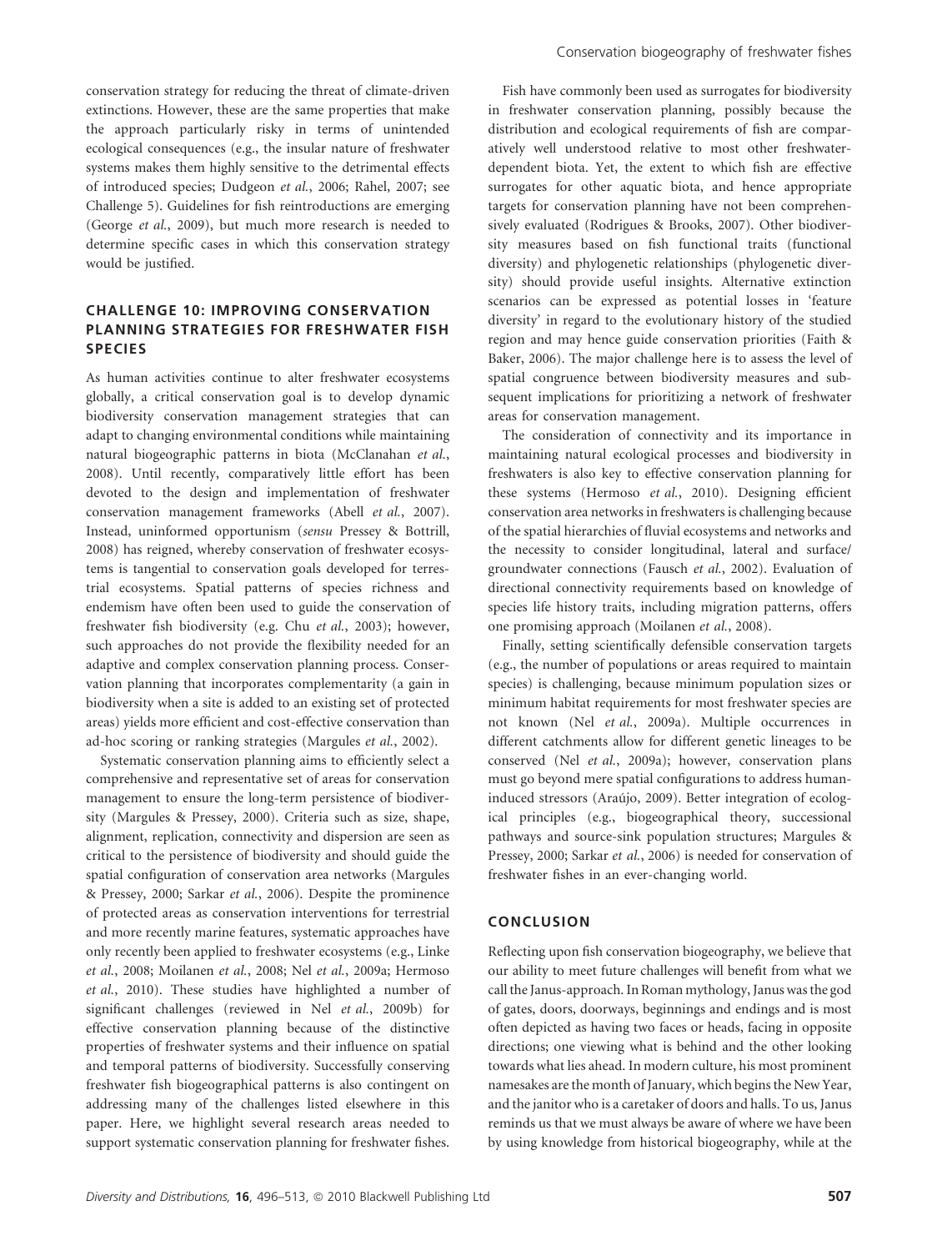conservation strategy for reducing the threat of climate-driven extinctions. However, these are the same properties that make the approach particularly risky in terms of unintended ecological consequences (e.g., the insular nature of freshwater systems makes them highly sensitive to the detrimental effects of introduced species; Dudgeon *et al.*, 2006; Rahel, 2007; see Challenge 5). Guidelines for fish reintroductions are emerging (George *et al.*, 2009), but much more research is needed to determine specific cases in which this conservation strategy would be justified.

## CHALLENGE 10: IMPROVING CONSERVATION PLANNING STRATEGIES FOR FRESHWATER FISH SPECIES

As human activities continue to alter freshwater ecosystems globally, a critical conservation goal is to develop dynamic biodiversity conservation management strategies that can adapt to changing environmental conditions while maintaining natural biogeographic patterns in biota (McClanahan *et al.*, 2008). Until recently, comparatively little effort has been devoted to the design and implementation of freshwater conservation management frameworks (Abell *et al.*, 2007). Instead, uninformed opportunism (*sensu* Pressey & Bottrill, 2008) has reigned, whereby conservation of freshwater ecosystems is tangential to conservation goals developed for terrestrial ecosystems. Spatial patterns of species richness and endemism have often been used to guide the conservation of freshwater fish biodiversity (e.g. Chu *et al.*, 2003); however, such approaches do not provide the flexibility needed for an adaptive and complex conservation planning process. Conservation planning that incorporates complementarity (a gain in biodiversity when a site is added to an existing set of protected areas) yields more efficient and cost-effective conservation than ad-hoc scoring or ranking strategies (Margules *et al.*, 2002).

Systematic conservation planning aims to efficiently select a comprehensive and representative set of areas for conservation management to ensure the long-term persistence of biodiversity (Margules & Pressey, 2000). Criteria such as size, shape, alignment, replication, connectivity and dispersion are seen as critical to the persistence of biodiversity and should guide the spatial configuration of conservation area networks (Margules & Pressey, 2000; Sarkar *et al.*, 2006). Despite the prominence of protected areas as conservation interventions for terrestrial and more recently marine features, systematic approaches have only recently been applied to freshwater ecosystems (e.g., Linke *et al.*, 2008; Moilanen *et al.*, 2008; Nel *et al.*, 2009a; Hermoso *et al.*, 2010). These studies have highlighted a number of significant challenges (reviewed in Nel *et al.*, 2009b) for effective conservation planning because of the distinctive properties of freshwater systems and their influence on spatial and temporal patterns of biodiversity. Successfully conserving freshwater fish biogeographical patterns is also contingent on addressing many of the challenges listed elsewhere in this paper. Here, we highlight several research areas needed to support systematic conservation planning for freshwater fishes.

Fish have commonly been used as surrogates for biodiversity in freshwater conservation planning, possibly because the distribution and ecological requirements of fish are comparatively well understood relative to most other freshwater-dependent biota. Yet, the extent to which fish are effective surrogates for other aquatic biota, and hence appropriate targets for conservation planning have not been comprehensively evaluated (Rodrigues & Brooks, 2007). Other biodiversity measures based on fish functional traits (functional diversity) and phylogenetic relationships (phylogenetic diversity) should provide useful insights. Alternative extinction scenarios can be expressed as potential losses in 'feature diversity' in regard to the evolutionary history of the studied region and may hence guide conservation priorities (Faith & Baker, 2006). The major challenge here is to assess the level of spatial congruence between biodiversity measures and subsequent implications for prioritizing a network of freshwater areas for conservation management.

The consideration of connectivity and its importance in maintaining natural ecological processes and biodiversity in freshwaters is also key to effective conservation planning for these systems (Hermoso *et al.*, 2010). Designing efficient conservation area networks in freshwaters is challenging because of the spatial hierarchies of fluvial ecosystems and networks and the necessity to consider longitudinal, lateral and surface/groundwater connections (Fausch *et al.*, 2002). Evaluation of directional connectivity requirements based on knowledge of species life history traits, including migration patterns, offers one promising approach (Moilanen *et al.*, 2008).

Finally, setting scientifically defensible conservation targets (e.g., the number of populations or areas required to maintain species) is challenging, because minimum population sizes or minimum habitat requirements for most freshwater species are not known (Nel *et al.*, 2009a). Multiple occurrences in different catchments allow for different genetic lineages to be conserved (Nel *et al.*, 2009a); however, conservation plans must go beyond mere spatial configurations to address human-induced stressors (Araújo, 2009). Better integration of ecological principles (e.g., biogeographical theory, successional pathways and source-sink population structures; Margules & Pressey, 2000; Sarkar *et al.*, 2006) is needed for conservation of freshwater fishes in an ever-changing world.

## CONCLUSION

Reflecting upon fish conservation biogeography, we believe that our ability to meet future challenges will benefit from what we call the Janus-approach. In Roman mythology, Janus was the god of gates, doors, doorways, beginnings and endings and is most often depicted as having two faces or heads, facing in opposite directions; one viewing what is behind and the other looking towards what lies ahead. In modern culture, his most prominent namesakes are the month of January, which begins the New Year, and the janitor who is a caretaker of doors and halls. To us, Janus reminds us that we must always be aware of where we have been by using knowledge from historical biogeography, while at the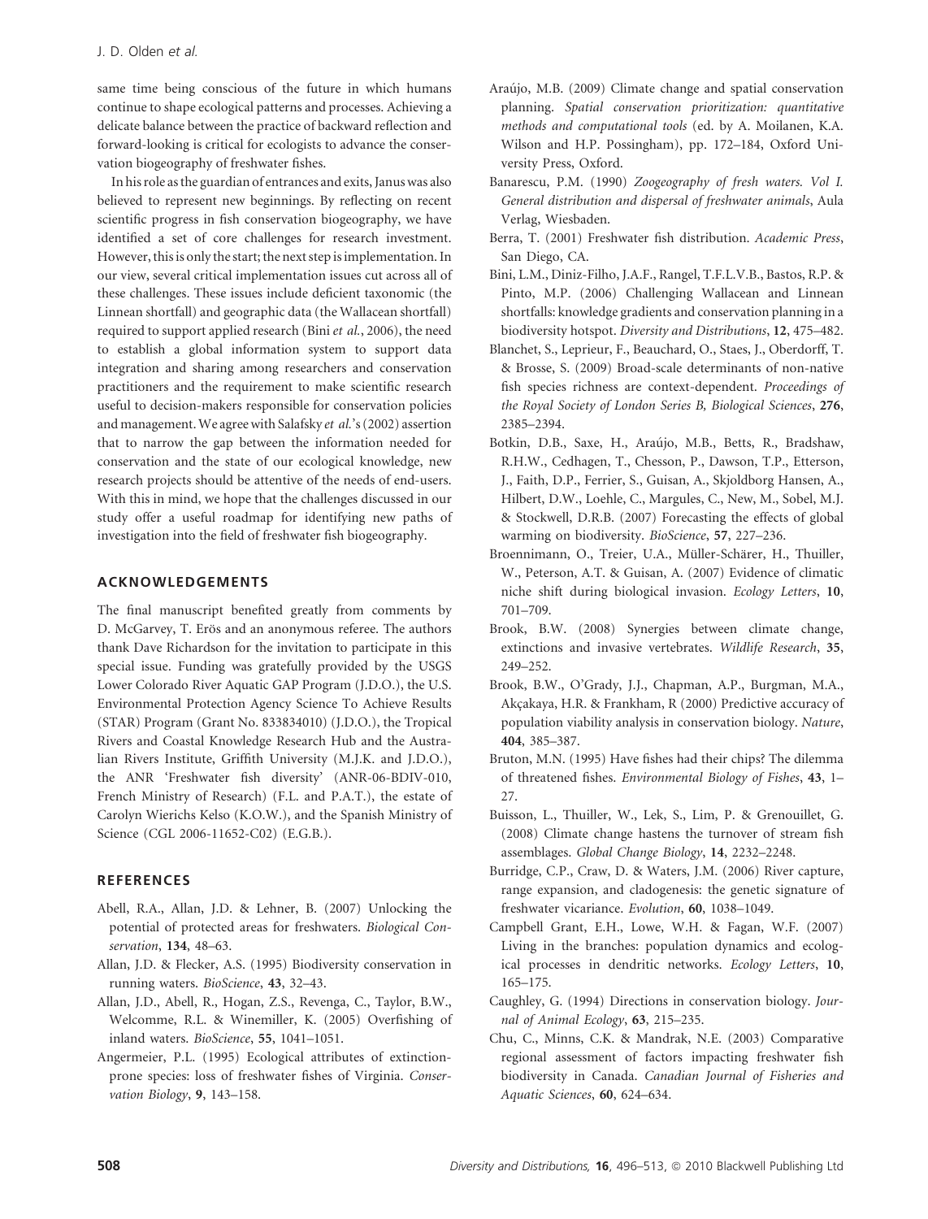same time being conscious of the future in which humans continue to shape ecological patterns and processes. Achieving a delicate balance between the practice of backward reflection and forward-looking is critical for ecologists to advance the conservation biogeography of freshwater fishes.

In his role as the guardian of entrances and exits, Janus was also believed to represent new beginnings. By reflecting on recent scientific progress in fish conservation biogeography, we have identified a set of core challenges for research investment. However, this is only the start; the next step is implementation. In our view, several critical implementation issues cut across all of these challenges. These issues include deficient taxonomic (the Linnean shortfall) and geographic data (the Wallacean shortfall) required to support applied research (Bini *et al.*, 2006), the need to establish a global information system to support data integration and sharing among researchers and conservation practitioners and the requirement to make scientific research useful to decision-makers responsible for conservation policies and management. We agree with Salafsky *et al.*'s (2002) assertion that to narrow the gap between the information needed for conservation and the state of our ecological knowledge, new research projects should be attentive of the needs of end-users. With this in mind, we hope that the challenges discussed in our study offer a useful roadmap for identifying new paths of investigation into the field of freshwater fish biogeography.

## ACKNOWLEDGEMENTS

The final manuscript benefited greatly from comments by D. McGarvey, T. Erös and an anonymous referee. The authors thank Dave Richardson for the invitation to participate in this special issue. Funding was gratefully provided by the USGS Lower Colorado River Aquatic GAP Program (J.D.O.), the U.S. Environmental Protection Agency Science To Achieve Results (STAR) Program (Grant No. 833834010) (J.D.O.), the Tropical Rivers and Coastal Knowledge Research Hub and the Australian Rivers Institute, Griffith University (M.J.K. and J.D.O.), the ANR 'Freshwater fish diversity' (ANR-06-BDIV-010, French Ministry of Research) (F.L. and P.A.T.), the estate of Carolyn Wierichs Kelso (K.O.W.), and the Spanish Ministry of Science (CGL 2006-11652-C02) (E.G.B.).

## REFERENCES

Abell, R.A., Allan, J.D. & Lehner, B. (2007) Unlocking the potential of protected areas for freshwaters. *Biological Conservation*, **134**, 48–63.

Allan, J.D. & Flecker, A.S. (1995) Biodiversity conservation in running waters. *BioScience*, **43**, 32–43.

Allan, J.D., Abell, R., Hogan, Z.S., Revenga, C., Taylor, B.W., Welcomme, R.L. & Winemiller, K. (2005) Overfishing of inland waters. *BioScience*, **55**, 1041–1051.

Angermeier, P.L. (1995) Ecological attributes of extinction-prone species: loss of freshwater fishes of Virginia. *Conservation Biology*, **9**, 143–158.

Araújo, M.B. (2009) Climate change and spatial conservation planning. *Spatial conservation prioritization: quantitative methods and computational tools* (ed. by A. Moilanen, K.A. Wilson and H.P. Possingham), pp. 172–184, Oxford University Press, Oxford.

Banarescu, P.M. (1990) *Zoogeography of fresh waters. Vol I. General distribution and dispersal of freshwater animals*, Aula Verlag, Wiesbaden.

Berra, T. (2001) Freshwater fish distribution. *Academic Press*, San Diego, CA.

Bini, L.M., Diniz-Filho, J.A.F., Rangel, T.F.L.V.B., Bastos, R.P. & Pinto, M.P. (2006) Challenging Wallacean and Linnean shortfalls: knowledge gradients and conservation planning in a biodiversity hotspot. *Diversity and Distributions*, **12**, 475–482.

Blanchet, S., Leprieur, F., Beauchard, O., Staes, J., Oberdorff, T. & Brosse, S. (2009) Broad-scale determinants of non-native fish species richness are context-dependent. *Proceedings of the Royal Society of London Series B, Biological Sciences*, **276**, 2385–2394.

Botkin, D.B., Saxe, H., Araújo, M.B., Betts, R., Bradshaw, R.H.W., Cedhagen, T., Chesson, P., Dawson, T.P., Etterson, J., Faith, D.P., Ferrier, S., Guisan, A., Skjoldborg Hansen, A., Hilbert, D.W., Loehle, C., Margules, C., New, M., Sobel, M.J. & Stockwell, D.R.B. (2007) Forecasting the effects of global warming on biodiversity. *BioScience*, **57**, 227–236.

Broennimann, O., Treier, U.A., Müller-Schärer, H., Thuiller, W., Peterson, A.T. & Guisan, A. (2007) Evidence of climatic niche shift during biological invasion. *Ecology Letters*, **10**, 701–709.

Brook, B.W. (2008) Synergies between climate change, extinctions and invasive vertebrates. *Wildlife Research*, **35**, 249–252.

Brook, B.W., O'Grady, J.J., Chapman, A.P., Burgman, M.A., Akçakaya, H.R. & Frankham, R (2000) Predictive accuracy of population viability analysis in conservation biology. *Nature*, **404**, 385–387.

Bruton, M.N. (1995) Have fishes had their chips? The dilemma of threatened fishes. *Environmental Biology of Fishes*, **43**, 1–27.

Buisson, L., Thuiller, W., Lek, S., Lim, P. & Grenouillet, G. (2008) Climate change hastens the turnover of stream fish assemblages. *Global Change Biology*, **14**, 2232–2248.

Burridge, C.P., Craw, D. & Waters, J.M. (2006) River capture, range expansion, and cladogenesis: the genetic signature of freshwater vicariance. *Evolution*, **60**, 1038–1049.

Campbell Grant, E.H., Lowe, W.H. & Fagan, W.F. (2007) Living in the branches: population dynamics and ecological processes in dendritic networks. *Ecology Letters*, **10**, 165–175.

Caughley, G. (1994) Directions in conservation biology. *Journal of Animal Ecology*, **63**, 215–235.

Chu, C., Minns, C.K. & Mandrak, N.E. (2003) Comparative regional assessment of factors impacting freshwater fish biodiversity in Canada. *Canadian Journal of Fisheries and Aquatic Sciences*, **60**, 624–634.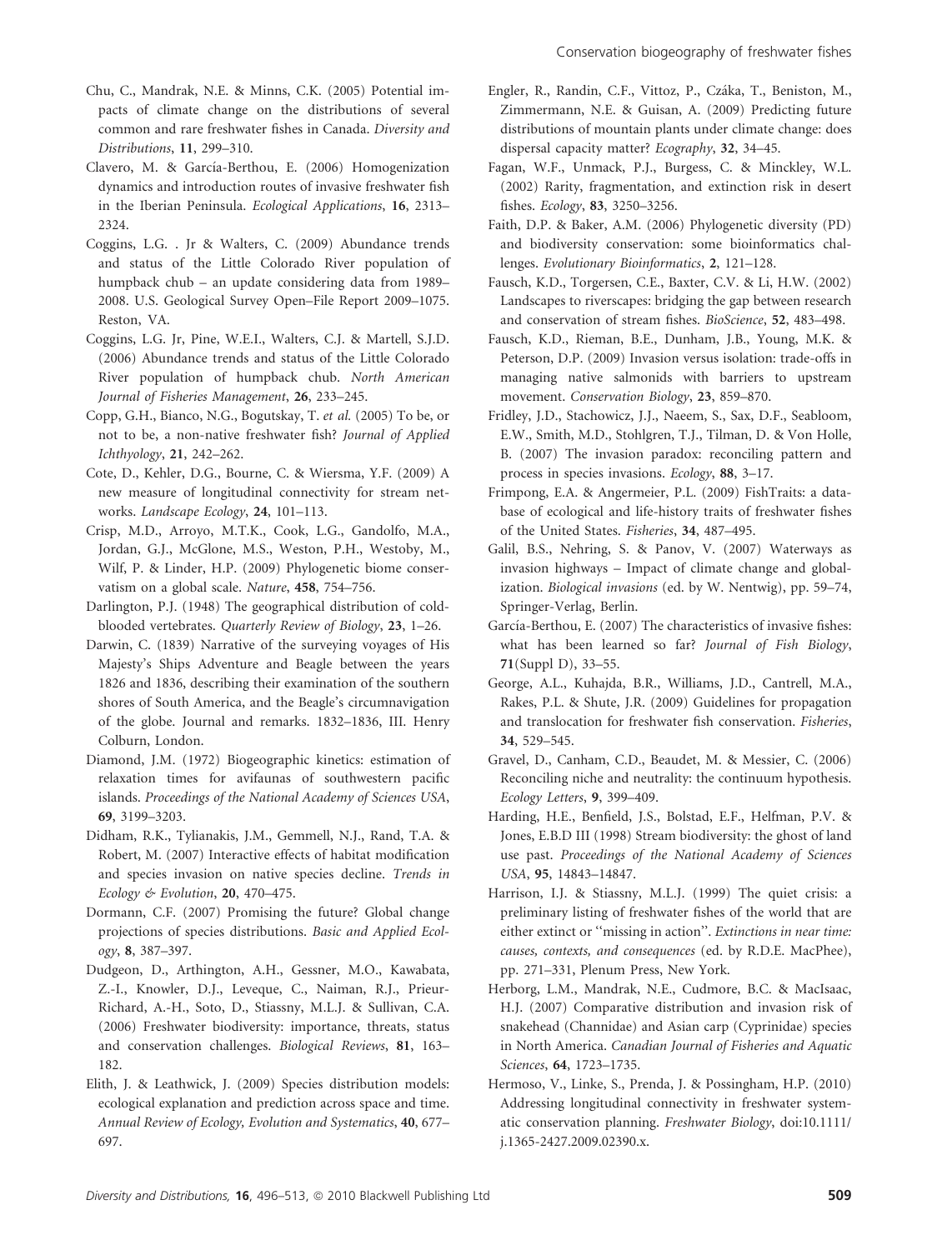Chu, C., Mandrak, N.E. & Minns, C.K. (2005) Potential impacts of climate change on the distributions of several common and rare freshwater fishes in Canada. *Diversity and Distributions*, **11**, 299–310.

Clavero, M. & García-Berthou, E. (2006) Homogenization dynamics and introduction routes of invasive freshwater fish in the Iberian Peninsula. *Ecological Applications*, **16**, 2313–2324.

Coggins, L.G. . Jr & Walters, C. (2009) Abundance trends and status of the Little Colorado River population of humpback chub – an update considering data from 1989–2008. U.S. Geological Survey Open–File Report 2009–1075. Reston, VA.

Coggins, L.G. Jr, Pine, W.E.I., Walters, C.J. & Martell, S.J.D. (2006) Abundance trends and status of the Little Colorado River population of humpback chub. *North American Journal of Fisheries Management*, **26**, 233–245.

Copp, G.H., Bianco, N.G., Bogutskay, T. *et al.* (2005) To be, or not to be, a non-native freshwater fish? *Journal of Applied Ichthyology*, **21**, 242–262.

Cote, D., Kehler, D.G., Bourne, C. & Wiersma, Y.F. (2009) A new measure of longitudinal connectivity for stream networks. *Landscape Ecology*, **24**, 101–113.

Crisp, M.D., Arroyo, M.T.K., Cook, L.G., Gandolfo, M.A., Jordan, G.J., McGlone, M.S., Weston, P.H., Westoby, M., Wilf, P. & Linder, H.P. (2009) Phylogenetic biome conservatism on a global scale. *Nature*, **458**, 754–756.

Darlington, P.J. (1948) The geographical distribution of cold-blooded vertebrates. *Quarterly Review of Biology*, **23**, 1–26.

Darwin, C. (1839) Narrative of the surveying voyages of His Majesty's Ships Adventure and Beagle between the years 1826 and 1836, describing their examination of the southern shores of South America, and the Beagle's circumnavigation of the globe. Journal and remarks. 1832–1836, III. Henry Colburn, London.

Diamond, J.M. (1972) Biogeographic kinetics: estimation of relaxation times for avifaunas of southwestern pacific islands. *Proceedings of the National Academy of Sciences USA*, **69**, 3199–3203.

Didham, R.K., Tylianakis, J.M., Gemmell, N.J., Rand, T.A. & Robert, M. (2007) Interactive effects of habitat modification and species invasion on native species decline. *Trends in Ecology & Evolution*, **20**, 470–475.

Dormann, C.F. (2007) Promising the future? Global change projections of species distributions. *Basic and Applied Ecology*, **8**, 387–397.

Dudgeon, D., Arthington, A.H., Gessner, M.O., Kawabata, Z.-I., Knowler, D.J., Leveque, C., Naiman, R.J., Prieur-Richard, A.-H., Soto, D., Stiassny, M.L.J. & Sullivan, C.A. (2006) Freshwater biodiversity: importance, threats, status and conservation challenges. *Biological Reviews*, **81**, 163–182.

Elith, J. & Leathwick, J. (2009) Species distribution models: ecological explanation and prediction across space and time. *Annual Review of Ecology, Evolution and Systematics*, **40**, 677–697.

Engler, R., Randin, C.F., Vittoz, P., Czáka, T., Beniston, M., Zimmermann, N.E. & Guisan, A. (2009) Predicting future distributions of mountain plants under climate change: does dispersal capacity matter? *Ecography*, **32**, 34–45.

Fagan, W.F., Unmack, P.J., Burgess, C. & Minckley, W.L. (2002) Rarity, fragmentation, and extinction risk in desert fishes. *Ecology*, **83**, 3250–3256.

Faith, D.P. & Baker, A.M. (2006) Phylogenetic diversity (PD) and biodiversity conservation: some bioinformatics challenges. *Evolutionary Bioinformatics*, **2**, 121–128.

Fausch, K.D., Torgersen, C.E., Baxter, C.V. & Li, H.W. (2002) Landscapes to riverscapes: bridging the gap between research and conservation of stream fishes. *BioScience*, **52**, 483–498.

Fausch, K.D., Rieman, B.E., Dunham, J.B., Young, M.K. & Peterson, D.P. (2009) Invasion versus isolation: trade-offs in managing native salmonids with barriers to upstream movement. *Conservation Biology*, **23**, 859–870.

Fridley, J.D., Stachowicz, J.J., Naeem, S., Sax, D.F., Seabloom, E.W., Smith, M.D., Stohlgren, T.J., Tilman, D. & Von Holle, B. (2007) The invasion paradox: reconciling pattern and process in species invasions. *Ecology*, **88**, 3–17.

Frimpong, E.A. & Angermeier, P.L. (2009) FishTraits: a database of ecological and life-history traits of freshwater fishes of the United States. *Fisheries*, **34**, 487–495.

Galil, B.S., Nehring, S. & Panov, V. (2007) Waterways as invasion highways – Impact of climate change and globalization. *Biological invasions* (ed. by W. Nentwig), pp. 59–74, Springer-Verlag, Berlin.

García-Berthou, E. (2007) The characteristics of invasive fishes: what has been learned so far? *Journal of Fish Biology*, **71**(Suppl D), 33–55.

George, A.L., Kuhajda, B.R., Williams, J.D., Cantrell, M.A., Rakes, P.L. & Shute, J.R. (2009) Guidelines for propagation and translocation for freshwater fish conservation. *Fisheries*, **34**, 529–545.

Gravel, D., Canham, C.D., Beaudet, M. & Messier, C. (2006) Reconciling niche and neutrality: the continuum hypothesis. *Ecology Letters*, **9**, 399–409.

Harding, H.E., Benfield, J.S., Bolstad, E.F., Helfman, P.V. & Jones, E.B.D III (1998) Stream biodiversity: the ghost of land use past. *Proceedings of the National Academy of Sciences USA*, **95**, 14843–14847.

Harrison, I.J. & Stiassny, M.L.J. (1999) The quiet crisis: a preliminary listing of freshwater fishes of the world that are either extinct or ''missing in action''. *Extinctions in near time: causes, contexts, and consequences* (ed. by R.D.E. MacPhee), pp. 271–331, Plenum Press, New York.

Herborg, L.M., Mandrak, N.E., Cudmore, B.C. & MacIsaac, H.J. (2007) Comparative distribution and invasion risk of snakehead (Channidae) and Asian carp (Cyprinidae) species in North America. *Canadian Journal of Fisheries and Aquatic Sciences*, **64**, 1723–1735.

Hermoso, V., Linke, S., Prenda, J. & Possingham, H.P. (2010) Addressing longitudinal connectivity in freshwater systematic conservation planning. *Freshwater Biology*, doi:10.1111/j.1365-2427.2009.02390.x.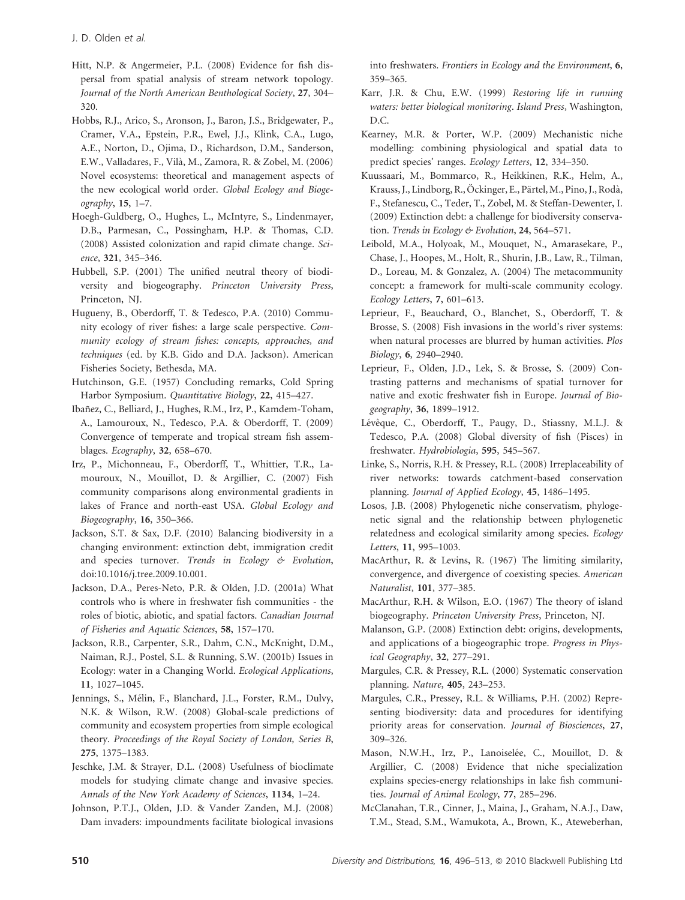Hitt, N.P. & Angermeier, P.L. (2008) Evidence for fish dispersal from spatial analysis of stream network topology. *Journal of the North American Benthological Society*, **27**, 304–320.

Hobbs, R.J., Arico, S., Aronson, J., Baron, J.S., Bridgewater, P., Cramer, V.A., Epstein, P.R., Ewel, J.J., Klink, C.A., Lugo, A.E., Norton, D., Ojima, D., Richardson, D.M., Sanderson, E.W., Valladares, F., Vilà, M., Zamora, R. & Zobel, M. (2006) Novel ecosystems: theoretical and management aspects of the new ecological world order. *Global Ecology and Biogeography*, **15**, 1–7.

Hoegh-Guldberg, O., Hughes, L., McIntyre, S., Lindenmayer, D.B., Parmesan, C., Possingham, H.P. & Thomas, C.D. (2008) Assisted colonization and rapid climate change. *Science*, **321**, 345–346.

Hubbell, S.P. (2001) The unified neutral theory of biodiversity and biogeography. *Princeton University Press*, Princeton, NJ.

Hugueny, B., Oberdorff, T. & Tedesco, P.A. (2010) Community ecology of river fishes: a large scale perspective. *Community ecology of stream fishes: concepts, approaches, and techniques* (ed. by K.B. Gido and D.A. Jackson). American Fisheries Society, Bethesda, MA.

Hutchinson, G.E. (1957) Concluding remarks, Cold Spring Harbor Symposium. *Quantitative Biology*, **22**, 415–427.

Ibañez, C., Belliard, J., Hughes, R.M., Irz, P., Kamdem-Toham, A., Lamouroux, N., Tedesco, P.A. & Oberdorff, T. (2009) Convergence of temperate and tropical stream fish assemblages. *Ecography*, **32**, 658–670.

Irz, P., Michonneau, F., Oberdorff, T., Whittier, T.R., Lamouroux, N., Mouillot, D. & Argillier, C. (2007) Fish community comparisons along environmental gradients in lakes of France and north-east USA. *Global Ecology and Biogeography*, **16**, 350–366.

Jackson, S.T. & Sax, D.F. (2010) Balancing biodiversity in a changing environment: extinction debt, immigration credit and species turnover. *Trends in Ecology & Evolution*, doi:10.1016/j.tree.2009.10.001.

Jackson, D.A., Peres-Neto, P.R. & Olden, J.D. (2001a) What controls who is where in freshwater fish communities - the roles of biotic, abiotic, and spatial factors. *Canadian Journal of Fisheries and Aquatic Sciences*, **58**, 157–170.

Jackson, R.B., Carpenter, S.R., Dahm, C.N., McKnight, D.M., Naiman, R.J., Postel, S.L. & Running, S.W. (2001b) Issues in Ecology: water in a Changing World. *Ecological Applications*, **11**, 1027–1045.

Jennings, S., Mélin, F., Blanchard, J.L., Forster, R.M., Dulvy, N.K. & Wilson, R.W. (2008) Global-scale predictions of community and ecosystem properties from simple ecological theory. *Proceedings of the Royal Society of London, Series B*, **275**, 1375–1383.

Jeschke, J.M. & Strayer, D.L. (2008) Usefulness of bioclimate models for studying climate change and invasive species. *Annals of the New York Academy of Sciences*, **1134**, 1–24.

Johnson, P.T.J., Olden, J.D. & Vander Zanden, M.J. (2008) Dam invaders: impoundments facilitate biological invasions into freshwaters. *Frontiers in Ecology and the Environment*, **6**, 359–365.

Karr, J.R. & Chu, E.W. (1999) *Restoring life in running waters: better biological monitoring*. *Island Press*, Washington, D.C.

Kearney, M.R. & Porter, W.P. (2009) Mechanistic niche modelling: combining physiological and spatial data to predict species' ranges. *Ecology Letters*, **12**, 334–350.

Kuussaari, M., Bommarco, R., Heikkinen, R.K., Helm, A., Krauss, J., Lindborg, R., Öckinger, E., Pärtel, M., Pino, J., Rodà, F., Stefanescu, C., Teder, T., Zobel, M. & Steffan-Dewenter, I. (2009) Extinction debt: a challenge for biodiversity conservation. *Trends in Ecology & Evolution*, **24**, 564–571.

Leibold, M.A., Holyoak, M., Mouquet, N., Amarasekare, P., Chase, J., Hoopes, M., Holt, R., Shurin, J.B., Law, R., Tilman, D., Loreau, M. & Gonzalez, A. (2004) The metacommunity concept: a framework for multi-scale community ecology. *Ecology Letters*, **7**, 601–613.

Leprieur, F., Beauchard, O., Blanchet, S., Oberdorff, T. & Brosse, S. (2008) Fish invasions in the world's river systems: when natural processes are blurred by human activities. *Plos Biology*, **6**, 2940–2940.

Leprieur, F., Olden, J.D., Lek, S. & Brosse, S. (2009) Contrasting patterns and mechanisms of spatial turnover for native and exotic freshwater fish in Europe. *Journal of Biogeography*, **36**, 1899–1912.

Lévêque, C., Oberdorff, T., Paugy, D., Stiassny, M.L.J. & Tedesco, P.A. (2008) Global diversity of fish (Pisces) in freshwater. *Hydrobiologia*, **595**, 545–567.

Linke, S., Norris, R.H. & Pressey, R.L. (2008) Irreplaceability of river networks: towards catchment-based conservation planning. *Journal of Applied Ecology*, **45**, 1486–1495.

Losos, J.B. (2008) Phylogenetic niche conservatism, phylogenetic signal and the relationship between phylogenetic relatedness and ecological similarity among species. *Ecology Letters*, **11**, 995–1003.

MacArthur, R. & Levins, R. (1967) The limiting similarity, convergence, and divergence of coexisting species. *American Naturalist*, **101**, 377–385.

MacArthur, R.H. & Wilson, E.O. (1967) The theory of island biogeography. *Princeton University Press*, Princeton, NJ.

Malanson, G.P. (2008) Extinction debt: origins, developments, and applications of a biogeographic trope. *Progress in Physical Geography*, **32**, 277–291.

Margules, C.R. & Pressey, R.L. (2000) Systematic conservation planning. *Nature*, **405**, 243–253.

Margules, C.R., Pressey, R.L. & Williams, P.H. (2002) Representing biodiversity: data and procedures for identifying priority areas for conservation. *Journal of Biosciences*, **27**, 309–326.

Mason, N.W.H., Irz, P., Lanoiselée, C., Mouillot, D. & Argillier, C. (2008) Evidence that niche specialization explains species-energy relationships in lake fish communities. *Journal of Animal Ecology*, **77**, 285–296.

McClanahan, T.R., Cinner, J., Maina, J., Graham, N.A.J., Daw, T.M., Stead, S.M., Wamukota, A., Brown, K., Ateweberhan,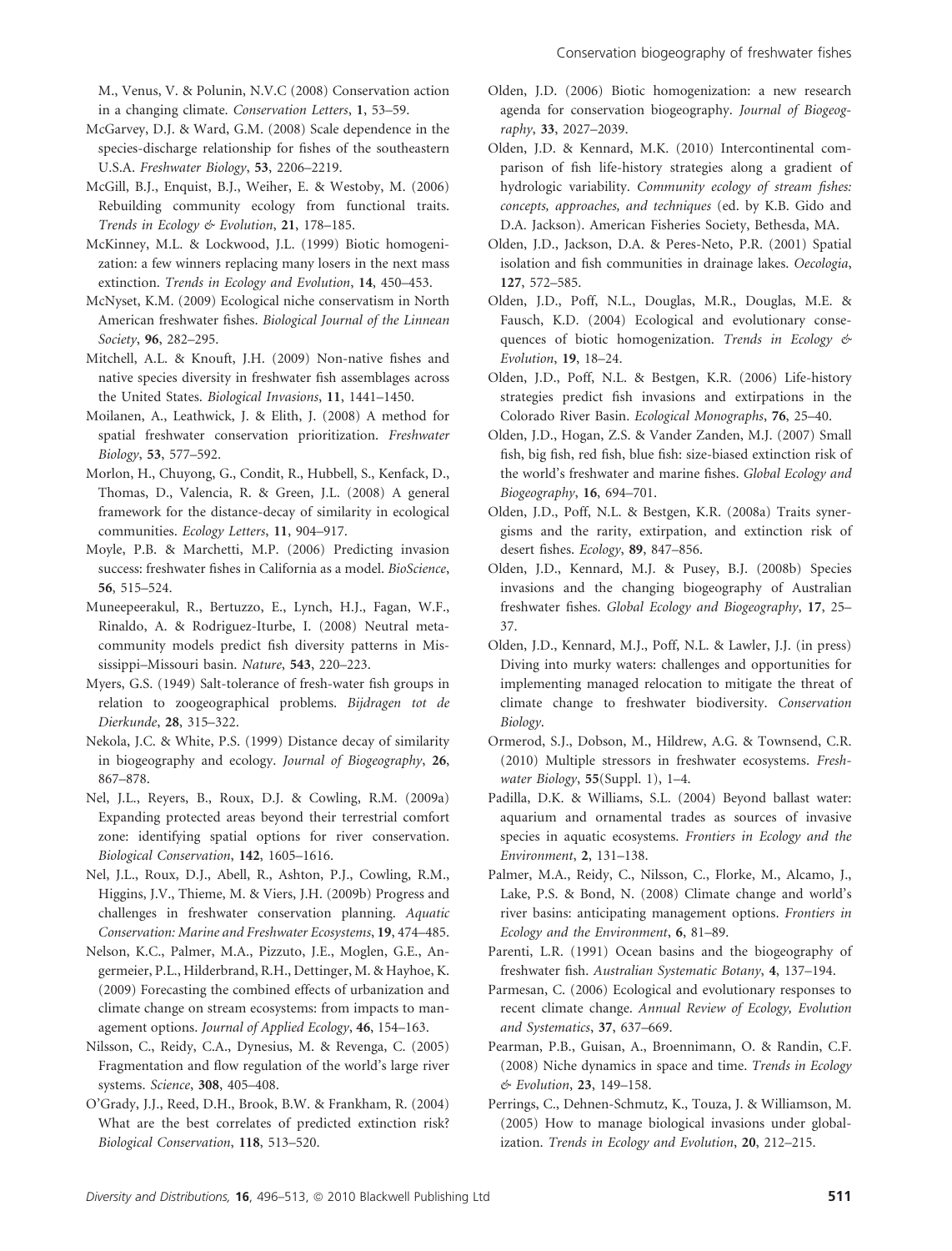M., Venus, V. & Polunin, N.V.C (2008) Conservation action in a changing climate. *Conservation Letters*, **1**, 53–59.

McGarvey, D.J. & Ward, G.M. (2008) Scale dependence in the species-discharge relationship for fishes of the southeastern U.S.A. *Freshwater Biology*, **53**, 2206–2219.

McGill, B.J., Enquist, B.J., Weiher, E. & Westoby, M. (2006) Rebuilding community ecology from functional traits. *Trends in Ecology & Evolution*, **21**, 178–185.

McKinney, M.L. & Lockwood, J.L. (1999) Biotic homogenization: a few winners replacing many losers in the next mass extinction. *Trends in Ecology and Evolution*, **14**, 450–453.

McNyset, K.M. (2009) Ecological niche conservatism in North American freshwater fishes. *Biological Journal of the Linnean Society*, **96**, 282–295.

Mitchell, A.L. & Knouft, J.H. (2009) Non-native fishes and native species diversity in freshwater fish assemblages across the United States. *Biological Invasions*, **11**, 1441–1450.

Moilanen, A., Leathwick, J. & Elith, J. (2008) A method for spatial freshwater conservation prioritization. *Freshwater Biology*, **53**, 577–592.

Morlon, H., Chuyong, G., Condit, R., Hubbell, S., Kenfack, D., Thomas, D., Valencia, R. & Green, J.L. (2008) A general framework for the distance-decay of similarity in ecological communities. *Ecology Letters*, **11**, 904–917.

Moyle, P.B. & Marchetti, M.P. (2006) Predicting invasion success: freshwater fishes in California as a model. *BioScience*, **56**, 515–524.

Muneepeerakul, R., Bertuzzo, E., Lynch, H.J., Fagan, W.F., Rinaldo, A. & Rodriguez-Iturbe, I. (2008) Neutral metacommunity models predict fish diversity patterns in Mississippi–Missouri basin. *Nature*, **543**, 220–223.

Myers, G.S. (1949) Salt-tolerance of fresh-water fish groups in relation to zoogeographical problems. *Bijdragen tot de Dierkunde*, **28**, 315–322.

Nekola, J.C. & White, P.S. (1999) Distance decay of similarity in biogeography and ecology. *Journal of Biogeography*, **26**, 867–878.

Nel, J.L., Reyers, B., Roux, D.J. & Cowling, R.M. (2009a) Expanding protected areas beyond their terrestrial comfort zone: identifying spatial options for river conservation. *Biological Conservation*, **142**, 1605–1616.

Nel, J.L., Roux, D.J., Abell, R., Ashton, P.J., Cowling, R.M., Higgins, J.V., Thieme, M. & Viers, J.H. (2009b) Progress and challenges in freshwater conservation planning. *Aquatic Conservation: Marine and Freshwater Ecosystems*, **19**, 474–485.

Nelson, K.C., Palmer, M.A., Pizzuto, J.E., Moglen, G.E., Angermeier, P.L., Hilderbrand, R.H., Dettinger, M. & Hayhoe, K. (2009) Forecasting the combined effects of urbanization and climate change on stream ecosystems: from impacts to management options. *Journal of Applied Ecology*, **46**, 154–163.

Nilsson, C., Reidy, C.A., Dynesius, M. & Revenga, C. (2005) Fragmentation and flow regulation of the world's large river systems. *Science*, **308**, 405–408.

O'Grady, J.J., Reed, D.H., Brook, B.W. & Frankham, R. (2004) What are the best correlates of predicted extinction risk? *Biological Conservation*, **118**, 513–520.

Olden, J.D. (2006) Biotic homogenization: a new research agenda for conservation biogeography. *Journal of Biogeography*, **33**, 2027–2039.

Olden, J.D. & Kennard, M.K. (2010) Intercontinental comparison of fish life-history strategies along a gradient of hydrologic variability. *Community ecology of stream fishes: concepts, approaches, and techniques* (ed. by K.B. Gido and D.A. Jackson). American Fisheries Society, Bethesda, MA.

Olden, J.D., Jackson, D.A. & Peres-Neto, P.R. (2001) Spatial isolation and fish communities in drainage lakes. *Oecologia*, **127**, 572–585.

Olden, J.D., Poff, N.L., Douglas, M.R., Douglas, M.E. & Fausch, K.D. (2004) Ecological and evolutionary consequences of biotic homogenization. *Trends in Ecology & Evolution*, **19**, 18–24.

Olden, J.D., Poff, N.L. & Bestgen, K.R. (2006) Life-history strategies predict fish invasions and extirpations in the Colorado River Basin. *Ecological Monographs*, **76**, 25–40.

Olden, J.D., Hogan, Z.S. & Vander Zanden, M.J. (2007) Small fish, big fish, red fish, blue fish: size-biased extinction risk of the world's freshwater and marine fishes. *Global Ecology and Biogeography*, **16**, 694–701.

Olden, J.D., Poff, N.L. & Bestgen, K.R. (2008a) Traits synergisms and the rarity, extirpation, and extinction risk of desert fishes. *Ecology*, **89**, 847–856.

Olden, J.D., Kennard, M.J. & Pusey, B.J. (2008b) Species invasions and the changing biogeography of Australian freshwater fishes. *Global Ecology and Biogeography*, **17**, 25–37.

Olden, J.D., Kennard, M.J., Poff, N.L. & Lawler, J.J. (in press) Diving into murky waters: challenges and opportunities for implementing managed relocation to mitigate the threat of climate change to freshwater biodiversity. *Conservation Biology*.

Ormerod, S.J., Dobson, M., Hildrew, A.G. & Townsend, C.R. (2010) Multiple stressors in freshwater ecosystems. *Freshwater Biology*, **55**(Suppl. 1), 1–4.

Padilla, D.K. & Williams, S.L. (2004) Beyond ballast water: aquarium and ornamental trades as sources of invasive species in aquatic ecosystems. *Frontiers in Ecology and the Environment*, **2**, 131–138.

Palmer, M.A., Reidy, C., Nilsson, C., Florke, M., Alcamo, J., Lake, P.S. & Bond, N. (2008) Climate change and world's river basins: anticipating management options. *Frontiers in Ecology and the Environment*, **6**, 81–89.

Parenti, L.R. (1991) Ocean basins and the biogeography of freshwater fish. *Australian Systematic Botany*, **4**, 137–194.

Parmesan, C. (2006) Ecological and evolutionary responses to recent climate change. *Annual Review of Ecology, Evolution and Systematics*, **37**, 637–669.

Pearman, P.B., Guisan, A., Broennimann, O. & Randin, C.F. (2008) Niche dynamics in space and time. *Trends in Ecology & Evolution*, **23**, 149–158.

Perrings, C., Dehnen-Schmutz, K., Touza, J. & Williamson, M. (2005) How to manage biological invasions under globalization. *Trends in Ecology and Evolution*, **20**, 212–215.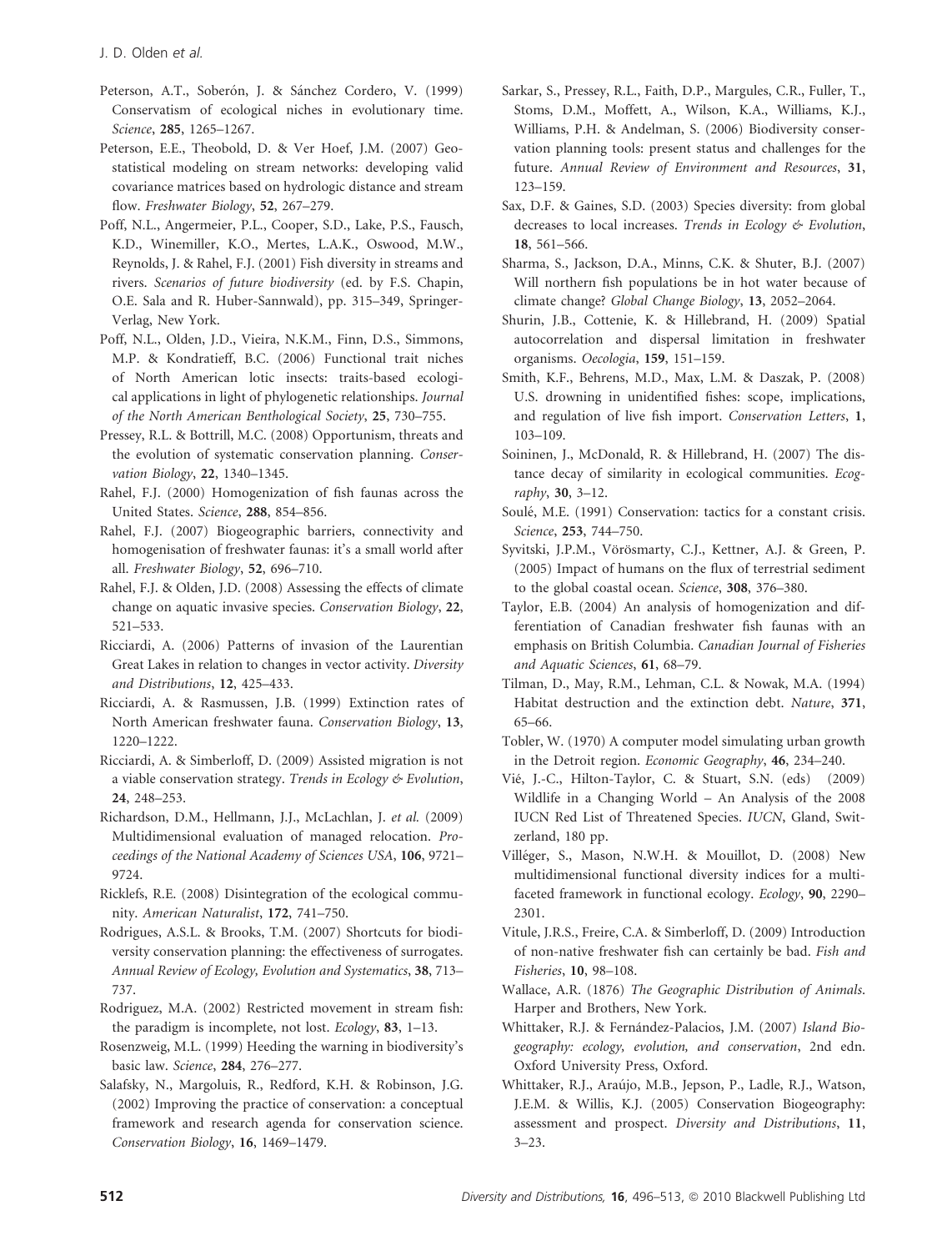Peterson, A.T., Soberón, J. & Sánchez Cordero, V. (1999) Conservatism of ecological niches in evolutionary time. *Science*, **285**, 1265–1267.

Peterson, E.E., Theobold, D. & Ver Hoef, J.M. (2007) Geostatistical modeling on stream networks: developing valid covariance matrices based on hydrologic distance and stream flow. *Freshwater Biology*, **52**, 267–279.

Poff, N.L., Angermeier, P.L., Cooper, S.D., Lake, P.S., Fausch, K.D., Winemiller, K.O., Mertes, L.A.K., Oswood, M.W., Reynolds, J. & Rahel, F.J. (2001) Fish diversity in streams and rivers. *Scenarios of future biodiversity* (ed. by F.S. Chapin, O.E. Sala and R. Huber-Sannwald), pp. 315–349, Springer-Verlag, New York.

Poff, N.L., Olden, J.D., Vieira, N.K.M., Finn, D.S., Simmons, M.P. & Kondratieff, B.C. (2006) Functional trait niches of North American lotic insects: traits-based ecological applications in light of phylogenetic relationships. *Journal of the North American Benthological Society*, **25**, 730–755.

Pressey, R.L. & Bottrill, M.C. (2008) Opportunism, threats and the evolution of systematic conservation planning. *Conservation Biology*, **22**, 1340–1345.

Rahel, F.J. (2000) Homogenization of fish faunas across the United States. *Science*, **288**, 854–856.

Rahel, F.J. (2007) Biogeographic barriers, connectivity and homogenisation of freshwater faunas: it's a small world after all. *Freshwater Biology*, **52**, 696–710.

Rahel, F.J. & Olden, J.D. (2008) Assessing the effects of climate change on aquatic invasive species. *Conservation Biology*, **22**, 521–533.

Ricciardi, A. (2006) Patterns of invasion of the Laurentian Great Lakes in relation to changes in vector activity. *Diversity and Distributions*, **12**, 425–433.

Ricciardi, A. & Rasmussen, J.B. (1999) Extinction rates of North American freshwater fauna. *Conservation Biology*, **13**, 1220–1222.

Ricciardi, A. & Simberloff, D. (2009) Assisted migration is not a viable conservation strategy. *Trends in Ecology & Evolution*, **24**, 248–253.

Richardson, D.M., Hellmann, J.J., McLachlan, J. *et al.* (2009) Multidimensional evaluation of managed relocation. *Proceedings of the National Academy of Sciences USA*, **106**, 9721–9724.

Ricklefs, R.E. (2008) Disintegration of the ecological community. *American Naturalist*, **172**, 741–750.

Rodrigues, A.S.L. & Brooks, T.M. (2007) Shortcuts for biodiversity conservation planning: the effectiveness of surrogates. *Annual Review of Ecology, Evolution and Systematics*, **38**, 713–737.

Rodriguez, M.A. (2002) Restricted movement in stream fish: the paradigm is incomplete, not lost. *Ecology*, **83**, 1–13.

Rosenzweig, M.L. (1999) Heeding the warning in biodiversity's basic law. *Science*, **284**, 276–277.

Salafsky, N., Margoluis, R., Redford, K.H. & Robinson, J.G. (2002) Improving the practice of conservation: a conceptual framework and research agenda for conservation science. *Conservation Biology*, **16**, 1469–1479.

Sarkar, S., Pressey, R.L., Faith, D.P., Margules, C.R., Fuller, T., Stoms, D.M., Moffett, A., Wilson, K.A., Williams, K.J., Williams, P.H. & Andelman, S. (2006) Biodiversity conservation planning tools: present status and challenges for the future. *Annual Review of Environment and Resources*, **31**, 123–159.

Sax, D.F. & Gaines, S.D. (2003) Species diversity: from global decreases to local increases. *Trends in Ecology & Evolution*, **18**, 561–566.

Sharma, S., Jackson, D.A., Minns, C.K. & Shuter, B.J. (2007) Will northern fish populations be in hot water because of climate change? *Global Change Biology*, **13**, 2052–2064.

Shurin, J.B., Cottenie, K. & Hillebrand, H. (2009) Spatial autocorrelation and dispersal limitation in freshwater organisms. *Oecologia*, **159**, 151–159.

Smith, K.F., Behrens, M.D., Max, L.M. & Daszak, P. (2008) U.S. drowning in unidentified fishes: scope, implications, and regulation of live fish import. *Conservation Letters*, **1**, 103–109.

Soininen, J., McDonald, R. & Hillebrand, H. (2007) The distance decay of similarity in ecological communities. *Ecography*, **30**, 3–12.

Soulé, M.E. (1991) Conservation: tactics for a constant crisis. *Science*, **253**, 744–750.

Syvitski, J.P.M., Vörösmarty, C.J., Kettner, A.J. & Green, P. (2005) Impact of humans on the flux of terrestrial sediment to the global coastal ocean. *Science*, **308**, 376–380.

Taylor, E.B. (2004) An analysis of homogenization and differentiation of Canadian freshwater fish faunas with an emphasis on British Columbia. *Canadian Journal of Fisheries and Aquatic Sciences*, **61**, 68–79.

Tilman, D., May, R.M., Lehman, C.L. & Nowak, M.A. (1994) Habitat destruction and the extinction debt. *Nature*, **371**, 65–66.

Tobler, W. (1970) A computer model simulating urban growth in the Detroit region. *Economic Geography*, **46**, 234–240.

Vié, J.-C., Hilton-Taylor, C. & Stuart, S.N. (eds) (2009) Wildlife in a Changing World – An Analysis of the 2008 IUCN Red List of Threatened Species. *IUCN*, Gland, Switzerland, 180 pp.

Villéger, S., Mason, N.W.H. & Mouillot, D. (2008) New multidimensional functional diversity indices for a multifaceted framework in functional ecology. *Ecology*, **90**, 2290–2301.

Vitule, J.R.S., Freire, C.A. & Simberloff, D. (2009) Introduction of non-native freshwater fish can certainly be bad. *Fish and Fisheries*, **10**, 98–108.

Wallace, A.R. (1876) *The Geographic Distribution of Animals*. Harper and Brothers, New York.

Whittaker, R.J. & Fernández-Palacios, J.M. (2007) *Island Biogeography: ecology, evolution, and conservation*, 2nd edn. Oxford University Press, Oxford.

Whittaker, R.J., Araújo, M.B., Jepson, P., Ladle, R.J., Watson, J.E.M. & Willis, K.J. (2005) Conservation Biogeography: assessment and prospect. *Diversity and Distributions*, **11**, 3–23.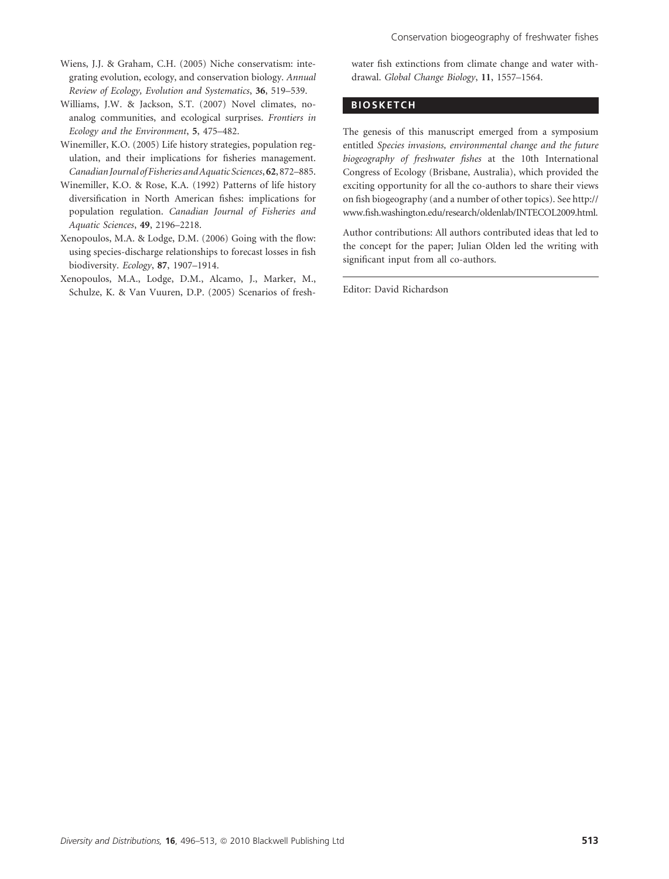Wiens, J.J. & Graham, C.H. (2005) Niche conservatism: integrating evolution, ecology, and conservation biology. *Annual Review of Ecology, Evolution and Systematics*, **36**, 519–539.

Williams, J.W. & Jackson, S.T. (2007) Novel climates, no-analog communities, and ecological surprises. *Frontiers in Ecology and the Environment*, **5**, 475–482.

Winemiller, K.O. (2005) Life history strategies, population regulation, and their implications for fisheries management. *Canadian Journal of Fisheries and Aquatic Sciences*, **62**, 872–885.

Winemiller, K.O. & Rose, K.A. (1992) Patterns of life history diversification in North American fishes: implications for population regulation. *Canadian Journal of Fisheries and Aquatic Sciences*, **49**, 2196–2218.

Xenopoulos, M.A. & Lodge, D.M. (2006) Going with the flow: using species-discharge relationships to forecast losses in fish biodiversity. *Ecology*, **87**, 1907–1914.

Xenopoulos, M.A., Lodge, D.M., Alcamo, J., Marker, M., Schulze, K. & Van Vuuren, D.P. (2005) Scenarios of freshwater fish extinctions from climate change and water withdrawal. *Global Change Biology*, **11**, 1557–1564.

## BIOSKETCH

The genesis of this manuscript emerged from a symposium entitled *Species invasions, environmental change and the future biogeography of freshwater fishes* at the 10th International Congress of Ecology (Brisbane, Australia), which provided the exciting opportunity for all the co-authors to share their views on fish biogeography (and a number of other topics). See http://www.fish.washington.edu/research/oldenlab/INTECOL2009.html.

Author contributions: All authors contributed ideas that led to the concept for the paper; Julian Olden led the writing with significant input from all co-authors.

Editor: David Richardson